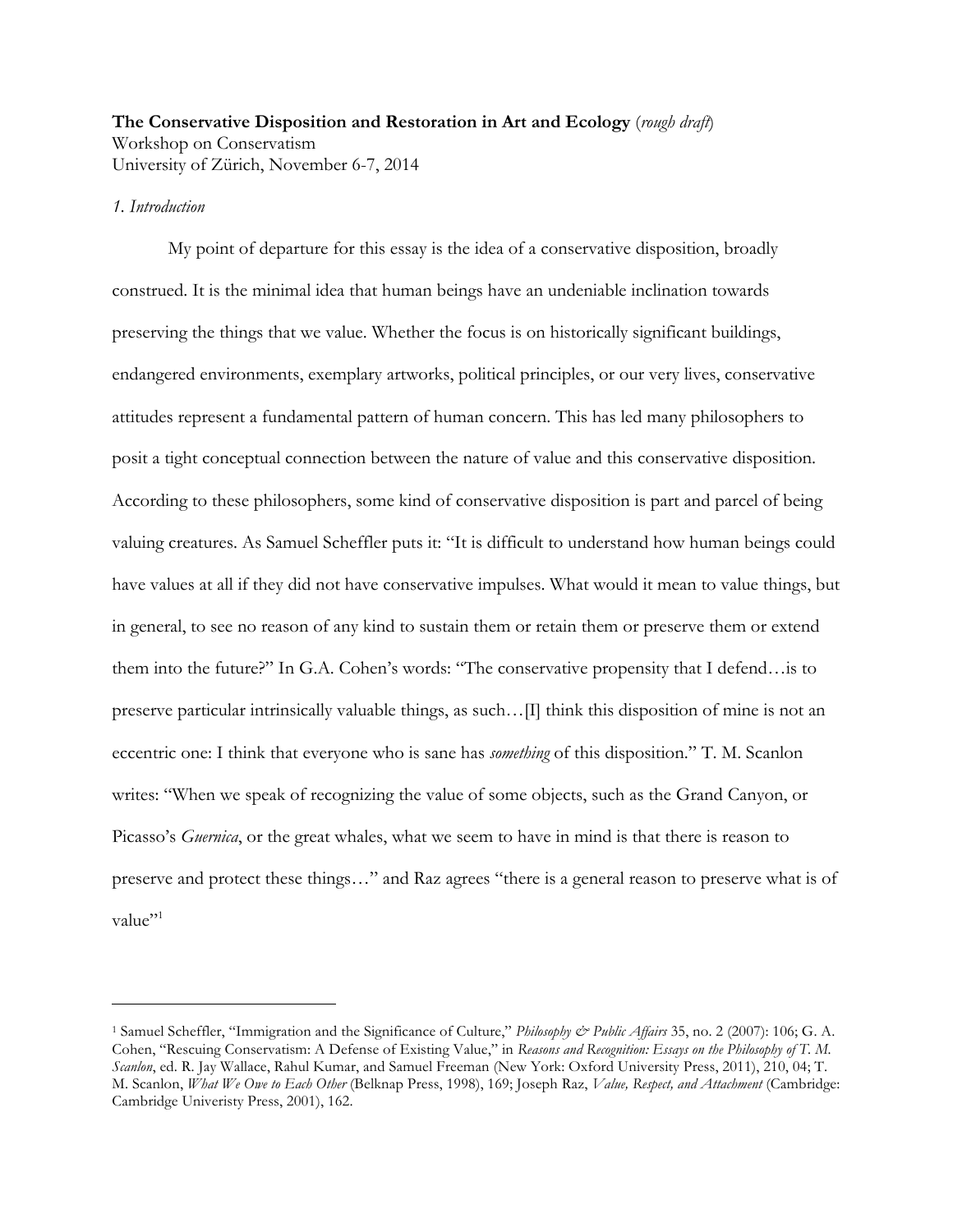**The Conservative Disposition and Restoration in Art and Ecology** (*rough draft*)
Workshop on Conservatism
University of Zürich, November 6-7, 2014

*1. Introduction*

My point of departure for this essay is the idea of a conservative disposition, broadly construed. It is the minimal idea that human beings have an undeniable inclination towards preserving the things that we value. Whether the focus is on historically significant buildings, endangered environments, exemplary artworks, political principles, or our very lives, conservative attitudes represent a fundamental pattern of human concern. This has led many philosophers to posit a tight conceptual connection between the nature of value and this conservative disposition. According to these philosophers, some kind of conservative disposition is part and parcel of being valuing creatures. As Samuel Scheffler puts it: "It is difficult to understand how human beings could have values at all if they did not have conservative impulses. What would it mean to value things, but in general, to see no reason of any kind to sustain them or retain them or preserve them or extend them into the future?" In G.A. Cohen's words: "The conservative propensity that I defend…is to preserve particular intrinsically valuable things, as such…[I] think this disposition of mine is not an eccentric one: I think that everyone who is sane has *something* of this disposition." T. M. Scanlon writes: "When we speak of recognizing the value of some objects, such as the Grand Canyon, or Picasso's *Guernica*, or the great whales, what we seem to have in mind is that there is reason to preserve and protect these things…" and Raz agrees "there is a general reason to preserve what is of value"[1]

---

[1] Samuel Scheffler, "Immigration and the Significance of Culture," *Philosophy & Public Affairs* 35, no. 2 (2007): 106; G. A. Cohen, "Rescuing Conservatism: A Defense of Existing Value," in *Reasons and Recognition: Essays on the Philosophy of T. M. Scanlon*, ed. R. Jay Wallace, Rahul Kumar, and Samuel Freeman (New York: Oxford University Press, 2011), 210, 04; T. M. Scanlon, *What We Owe to Each Other* (Belknap Press, 1998), 169; Joseph Raz, *Value, Respect, and Attachment* (Cambridge: Cambridge Univeristy Press, 2001), 162.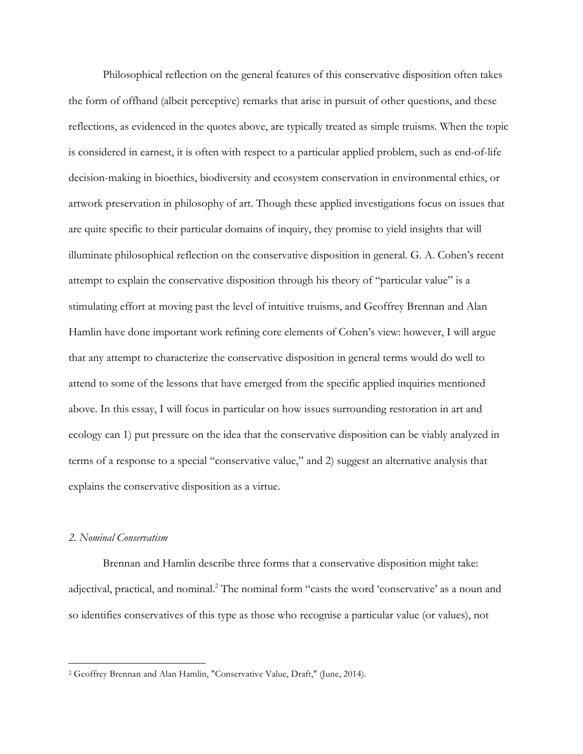Philosophical reflection on the general features of this conservative disposition often takes the form of offhand (albeit perceptive) remarks that arise in pursuit of other questions, and these reflections, as evidenced in the quotes above, are typically treated as simple truisms. When the topic is considered in earnest, it is often with respect to a particular applied problem, such as end-of-life decision-making in bioethics, biodiversity and ecosystem conservation in environmental ethics, or artwork preservation in philosophy of art. Though these applied investigations focus on issues that are quite specific to their particular domains of inquiry, they promise to yield insights that will illuminate philosophical reflection on the conservative disposition in general. G. A. Cohen's recent attempt to explain the conservative disposition through his theory of "particular value" is a stimulating effort at moving past the level of intuitive truisms, and Geoffrey Brennan and Alan Hamlin have done important work refining core elements of Cohen's view: however, I will argue that any attempt to characterize the conservative disposition in general terms would do well to attend to some of the lessons that have emerged from the specific applied inquiries mentioned above. In this essay, I will focus in particular on how issues surrounding restoration in art and ecology can 1) put pressure on the idea that the conservative disposition can be viably analyzed in terms of a response to a special "conservative value," and 2) suggest an alternative analysis that explains the conservative disposition as a virtue.

## *2. Nominal Conservatism*

Brennan and Hamlin describe three forms that a conservative disposition might take: adjectival, practical, and nominal.[2] The nominal form "casts the word 'conservative' as a noun and so identifies conservatives of this type as those who recognise a particular value (or values), not

---

[2] Geoffrey Brennan and Alan Hamlin, "Conservative Value, Draft," (June, 2014).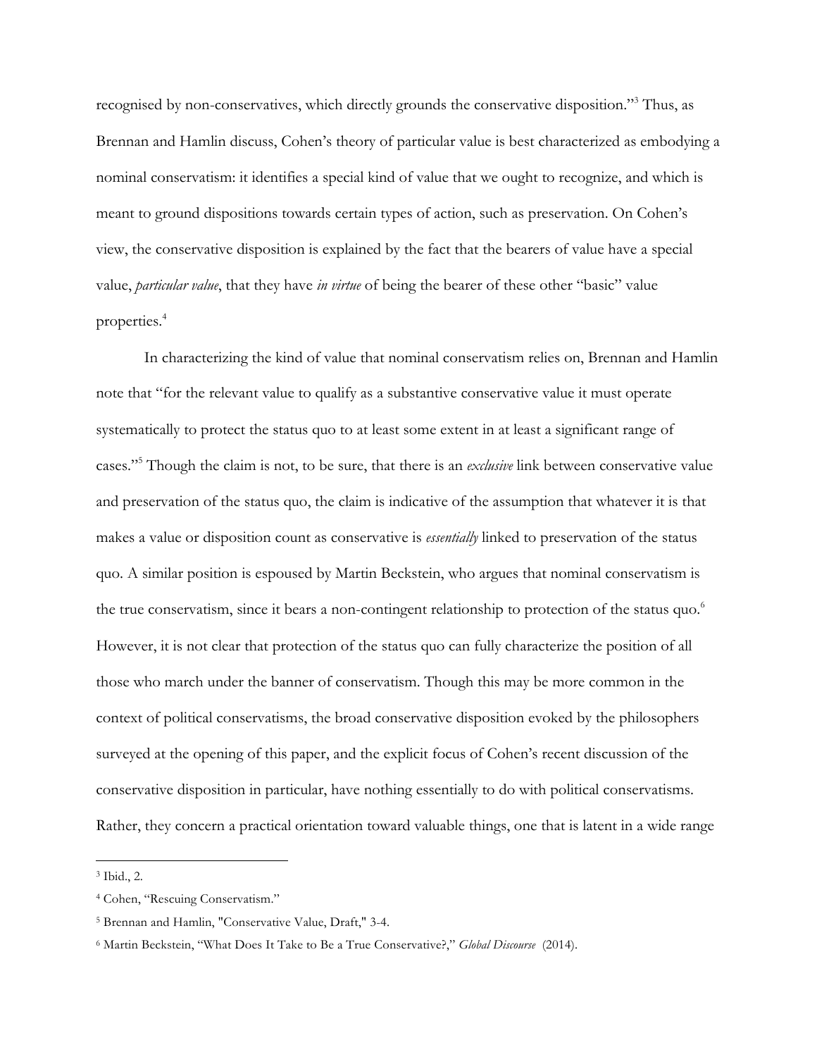recognised by non-conservatives, which directly grounds the conservative disposition."[3] Thus, as Brennan and Hamlin discuss, Cohen's theory of particular value is best characterized as embodying a nominal conservatism: it identifies a special kind of value that we ought to recognize, and which is meant to ground dispositions towards certain types of action, such as preservation. On Cohen's view, the conservative disposition is explained by the fact that the bearers of value have a special value, *particular value*, that they have *in virtue* of being the bearer of these other "basic" value properties.[4]

In characterizing the kind of value that nominal conservatism relies on, Brennan and Hamlin note that "for the relevant value to qualify as a substantive conservative value it must operate systematically to protect the status quo to at least some extent in at least a significant range of cases."[5] Though the claim is not, to be sure, that there is an *exclusive* link between conservative value and preservation of the status quo, the claim is indicative of the assumption that whatever it is that makes a value or disposition count as conservative is *essentially* linked to preservation of the status quo. A similar position is espoused by Martin Beckstein, who argues that nominal conservatism is the true conservatism, since it bears a non-contingent relationship to protection of the status quo.[6] However, it is not clear that protection of the status quo can fully characterize the position of all those who march under the banner of conservatism. Though this may be more common in the context of political conservatisms, the broad conservative disposition evoked by the philosophers surveyed at the opening of this paper, and the explicit focus of Cohen's recent discussion of the conservative disposition in particular, have nothing essentially to do with political conservatisms. Rather, they concern a practical orientation toward valuable things, one that is latent in a wide range

---

[3] Ibid., 2.

[4] Cohen, "Rescuing Conservatism."

[5] Brennan and Hamlin, "Conservative Value, Draft," 3-4.

[6] Martin Beckstein, "What Does It Take to Be a True Conservative?," *Global Discourse* (2014).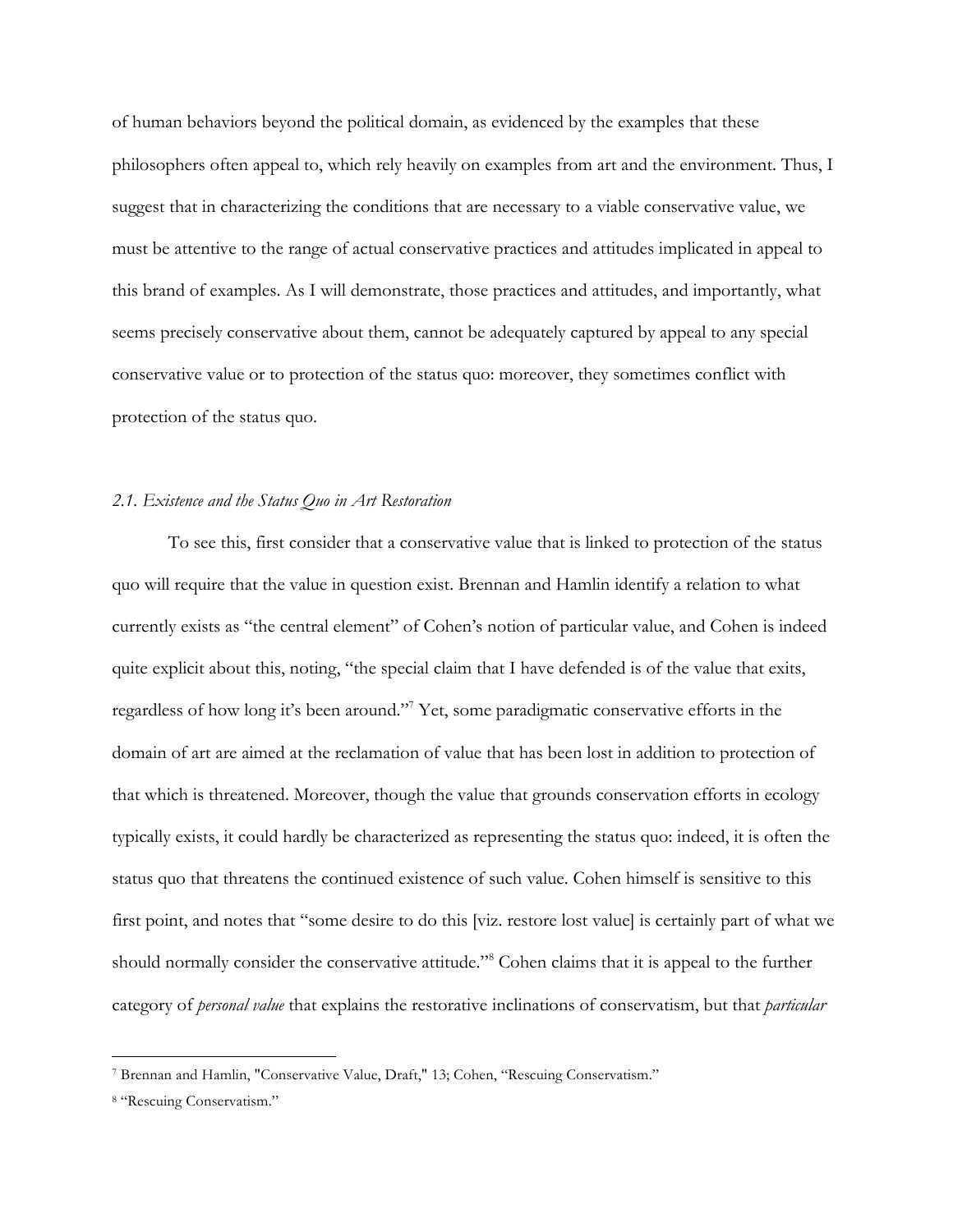of human behaviors beyond the political domain, as evidenced by the examples that these philosophers often appeal to, which rely heavily on examples from art and the environment. Thus, I suggest that in characterizing the conditions that are necessary to a viable conservative value, we must be attentive to the range of actual conservative practices and attitudes implicated in appeal to this brand of examples. As I will demonstrate, those practices and attitudes, and importantly, what seems precisely conservative about them, cannot be adequately captured by appeal to any special conservative value or to protection of the status quo: moreover, they sometimes conflict with protection of the status quo.

### *2.1. Existence and the Status Quo in Art Restoration*

To see this, first consider that a conservative value that is linked to protection of the status quo will require that the value in question exist. Brennan and Hamlin identify a relation to what currently exists as "the central element" of Cohen's notion of particular value, and Cohen is indeed quite explicit about this, noting, "the special claim that I have defended is of the value that exits, regardless of how long it's been around."[7] Yet, some paradigmatic conservative efforts in the domain of art are aimed at the reclamation of value that has been lost in addition to protection of that which is threatened. Moreover, though the value that grounds conservation efforts in ecology typically exists, it could hardly be characterized as representing the status quo: indeed, it is often the status quo that threatens the continued existence of such value. Cohen himself is sensitive to this first point, and notes that "some desire to do this [viz. restore lost value] is certainly part of what we should normally consider the conservative attitude."[8] Cohen claims that it is appeal to the further category of *personal value* that explains the restorative inclinations of conservatism, but that *particular*

---

[7] Brennan and Hamlin, "Conservative Value, Draft," 13; Cohen, "Rescuing Conservatism."

[8] "Rescuing Conservatism."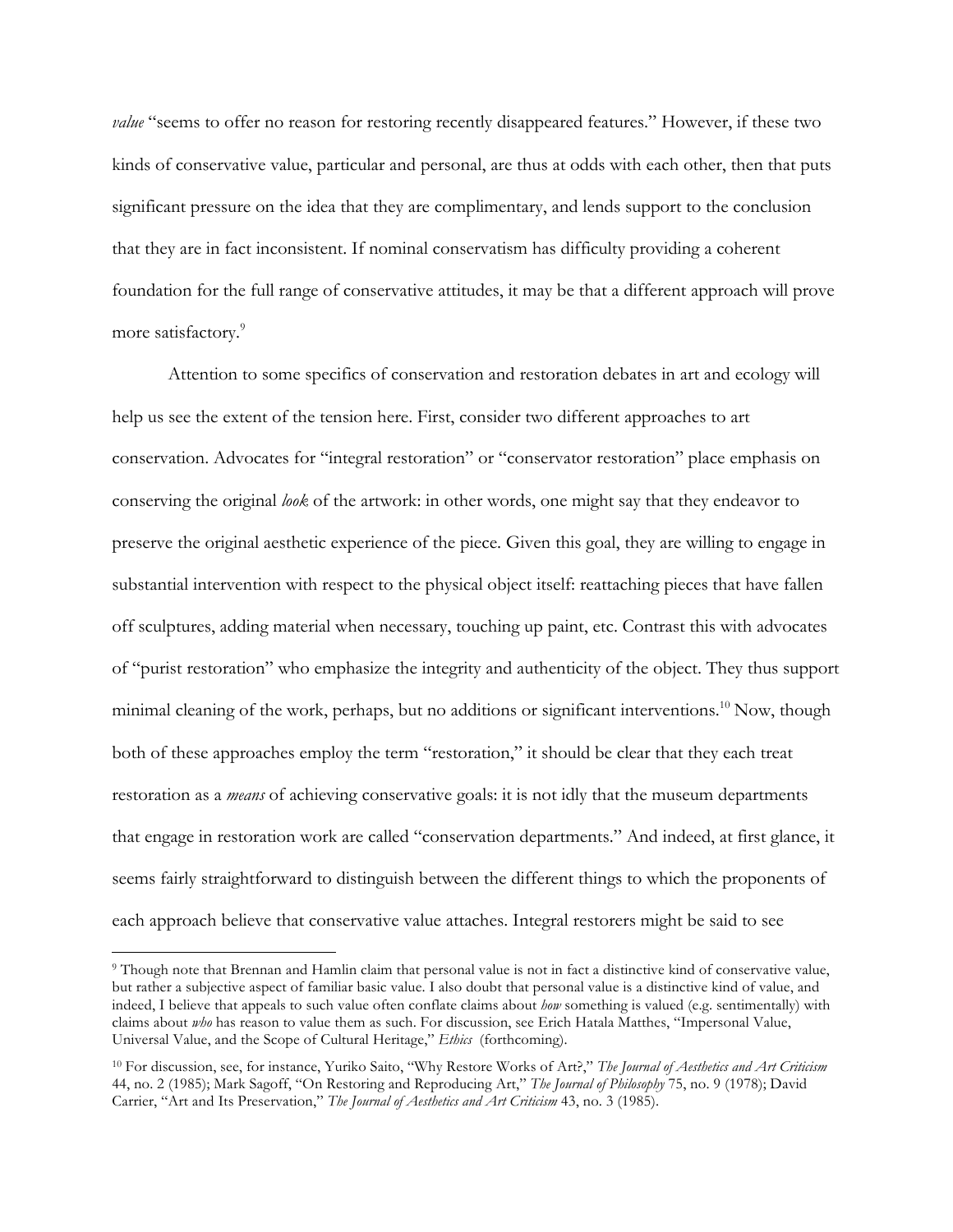*value* "seems to offer no reason for restoring recently disappeared features." However, if these two kinds of conservative value, particular and personal, are thus at odds with each other, then that puts significant pressure on the idea that they are complimentary, and lends support to the conclusion that they are in fact inconsistent. If nominal conservatism has difficulty providing a coherent foundation for the full range of conservative attitudes, it may be that a different approach will prove more satisfactory.[9]

Attention to some specifics of conservation and restoration debates in art and ecology will help us see the extent of the tension here. First, consider two different approaches to art conservation. Advocates for "integral restoration" or "conservator restoration" place emphasis on conserving the original *look* of the artwork: in other words, one might say that they endeavor to preserve the original aesthetic experience of the piece. Given this goal, they are willing to engage in substantial intervention with respect to the physical object itself: reattaching pieces that have fallen off sculptures, adding material when necessary, touching up paint, etc. Contrast this with advocates of "purist restoration" who emphasize the integrity and authenticity of the object. They thus support minimal cleaning of the work, perhaps, but no additions or significant interventions.[10] Now, though both of these approaches employ the term "restoration," it should be clear that they each treat restoration as a *means* of achieving conservative goals: it is not idly that the museum departments that engage in restoration work are called "conservation departments." And indeed, at first glance, it seems fairly straightforward to distinguish between the different things to which the proponents of each approach believe that conservative value attaches. Integral restorers might be said to see

---

[9] Though note that Brennan and Hamlin claim that personal value is not in fact a distinctive kind of conservative value, but rather a subjective aspect of familiar basic value. I also doubt that personal value is a distinctive kind of value, and indeed, I believe that appeals to such value often conflate claims about *how* something is valued (e.g. sentimentally) with claims about *who* has reason to value them as such. For discussion, see Erich Hatala Matthes, "Impersonal Value, Universal Value, and the Scope of Cultural Heritage," *Ethics* (forthcoming).

[10] For discussion, see, for instance, Yuriko Saito, "Why Restore Works of Art?," *The Journal of Aesthetics and Art Criticism* 44, no. 2 (1985); Mark Sagoff, "On Restoring and Reproducing Art," *The Journal of Philosophy* 75, no. 9 (1978); David Carrier, "Art and Its Preservation," *The Journal of Aesthetics and Art Criticism* 43, no. 3 (1985).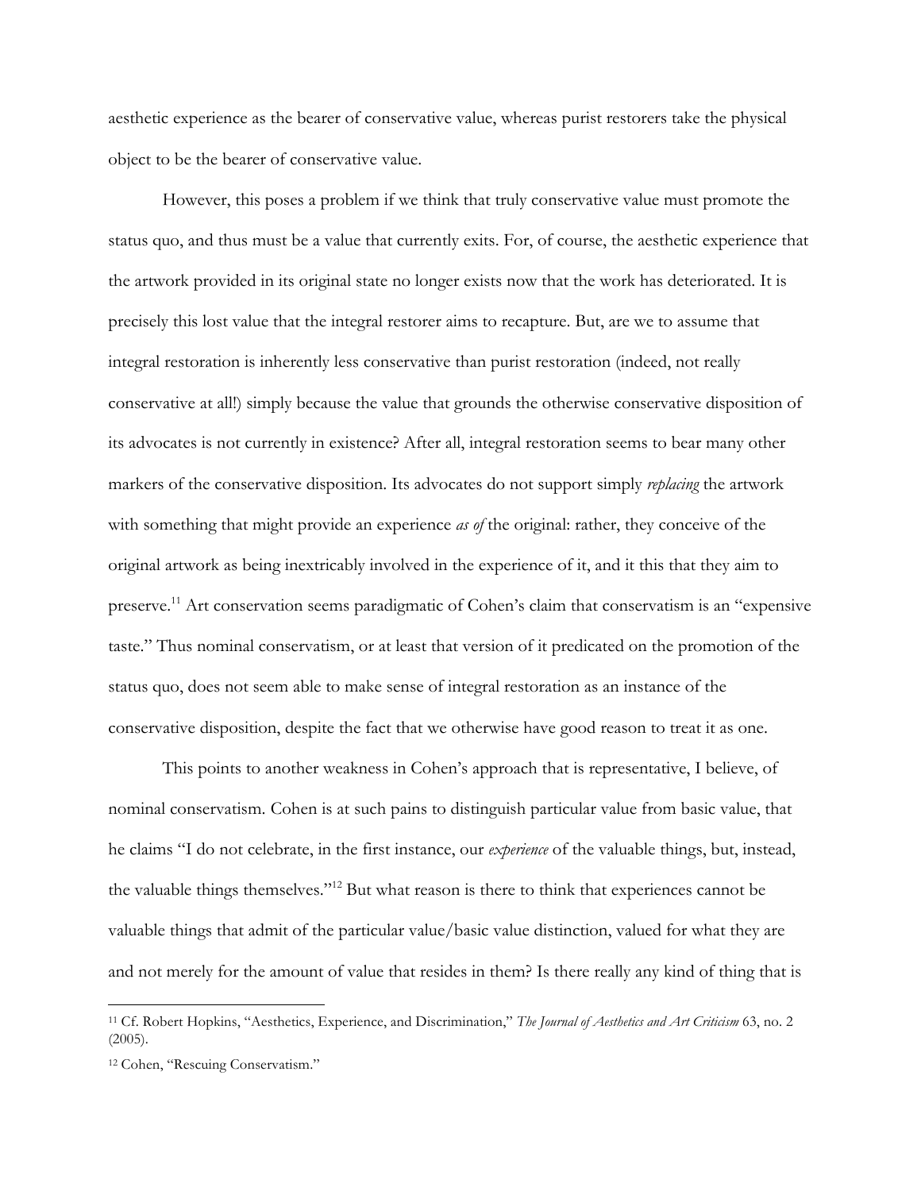aesthetic experience as the bearer of conservative value, whereas purist restorers take the physical object to be the bearer of conservative value.

However, this poses a problem if we think that truly conservative value must promote the status quo, and thus must be a value that currently exits. For, of course, the aesthetic experience that the artwork provided in its original state no longer exists now that the work has deteriorated. It is precisely this lost value that the integral restorer aims to recapture. But, are we to assume that integral restoration is inherently less conservative than purist restoration (indeed, not really conservative at all!) simply because the value that grounds the otherwise conservative disposition of its advocates is not currently in existence? After all, integral restoration seems to bear many other markers of the conservative disposition. Its advocates do not support simply *replacing* the artwork with something that might provide an experience *as of* the original: rather, they conceive of the original artwork as being inextricably involved in the experience of it, and it this that they aim to preserve.[11] Art conservation seems paradigmatic of Cohen's claim that conservatism is an "expensive taste." Thus nominal conservatism, or at least that version of it predicated on the promotion of the status quo, does not seem able to make sense of integral restoration as an instance of the conservative disposition, despite the fact that we otherwise have good reason to treat it as one.

This points to another weakness in Cohen's approach that is representative, I believe, of nominal conservatism. Cohen is at such pains to distinguish particular value from basic value, that he claims "I do not celebrate, in the first instance, our *experience* of the valuable things, but, instead, the valuable things themselves."[12] But what reason is there to think that experiences cannot be valuable things that admit of the particular value/basic value distinction, valued for what they are and not merely for the amount of value that resides in them? Is there really any kind of thing that is

---

[11] Cf. Robert Hopkins, "Aesthetics, Experience, and Discrimination," *The Journal of Aesthetics and Art Criticism* 63, no. 2 (2005).

[12] Cohen, "Rescuing Conservatism."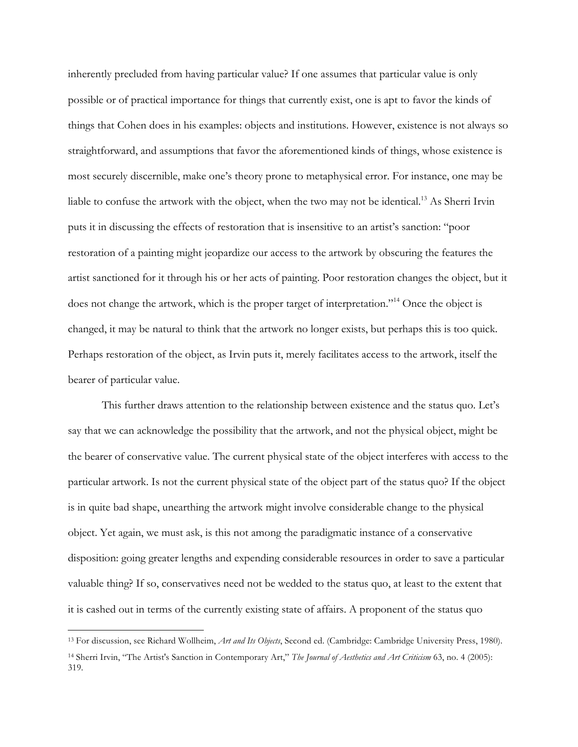inherently precluded from having particular value? If one assumes that particular value is only possible or of practical importance for things that currently exist, one is apt to favor the kinds of things that Cohen does in his examples: objects and institutions. However, existence is not always so straightforward, and assumptions that favor the aforementioned kinds of things, whose existence is most securely discernible, make one's theory prone to metaphysical error. For instance, one may be liable to confuse the artwork with the object, when the two may not be identical.[13] As Sherri Irvin puts it in discussing the effects of restoration that is insensitive to an artist's sanction: "poor restoration of a painting might jeopardize our access to the artwork by obscuring the features the artist sanctioned for it through his or her acts of painting. Poor restoration changes the object, but it does not change the artwork, which is the proper target of interpretation."[14] Once the object is changed, it may be natural to think that the artwork no longer exists, but perhaps this is too quick. Perhaps restoration of the object, as Irvin puts it, merely facilitates access to the artwork, itself the bearer of particular value.

This further draws attention to the relationship between existence and the status quo. Let's say that we can acknowledge the possibility that the artwork, and not the physical object, might be the bearer of conservative value. The current physical state of the object interferes with access to the particular artwork. Is not the current physical state of the object part of the status quo? If the object is in quite bad shape, unearthing the artwork might involve considerable change to the physical object. Yet again, we must ask, is this not among the paradigmatic instance of a conservative disposition: going greater lengths and expending considerable resources in order to save a particular valuable thing? If so, conservatives need not be wedded to the status quo, at least to the extent that it is cashed out in terms of the currently existing state of affairs. A proponent of the status quo

---

[13] For discussion, see Richard Wollheim, *Art and Its Objects*, Second ed. (Cambridge: Cambridge University Press, 1980).

[14] Sherri Irvin, "The Artist's Sanction in Contemporary Art," *The Journal of Aesthetics and Art Criticism* 63, no. 4 (2005): 319.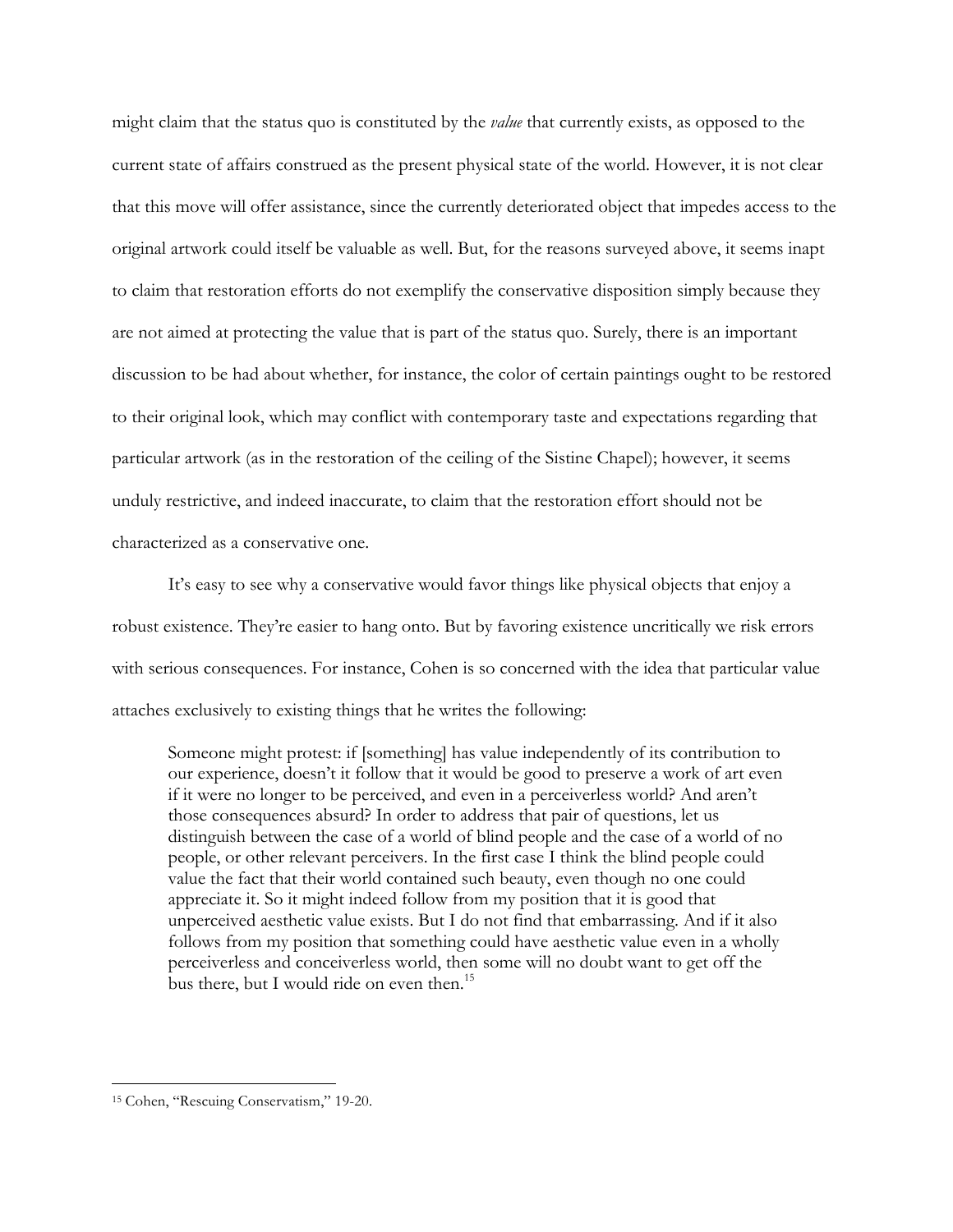might claim that the status quo is constituted by the *value* that currently exists, as opposed to the current state of affairs construed as the present physical state of the world. However, it is not clear that this move will offer assistance, since the currently deteriorated object that impedes access to the original artwork could itself be valuable as well. But, for the reasons surveyed above, it seems inapt to claim that restoration efforts do not exemplify the conservative disposition simply because they are not aimed at protecting the value that is part of the status quo. Surely, there is an important discussion to be had about whether, for instance, the color of certain paintings ought to be restored to their original look, which may conflict with contemporary taste and expectations regarding that particular artwork (as in the restoration of the ceiling of the Sistine Chapel); however, it seems unduly restrictive, and indeed inaccurate, to claim that the restoration effort should not be characterized as a conservative one.

It's easy to see why a conservative would favor things like physical objects that enjoy a robust existence. They're easier to hang onto. But by favoring existence uncritically we risk errors with serious consequences. For instance, Cohen is so concerned with the idea that particular value attaches exclusively to existing things that he writes the following:

> Someone might protest: if [something] has value independently of its contribution to our experience, doesn't it follow that it would be good to preserve a work of art even if it were no longer to be perceived, and even in a perceiverless world? And aren't those consequences absurd? In order to address that pair of questions, let us distinguish between the case of a world of blind people and the case of a world of no people, or other relevant perceivers. In the first case I think the blind people could value the fact that their world contained such beauty, even though no one could appreciate it. So it might indeed follow from my position that it is good that unperceived aesthetic value exists. But I do not find that embarrassing. And if it also follows from my position that something could have aesthetic value even in a wholly perceiverless and conceiverless world, then some will no doubt want to get off the bus there, but I would ride on even then.[15]

---

[15] Cohen, "Rescuing Conservatism," 19-20.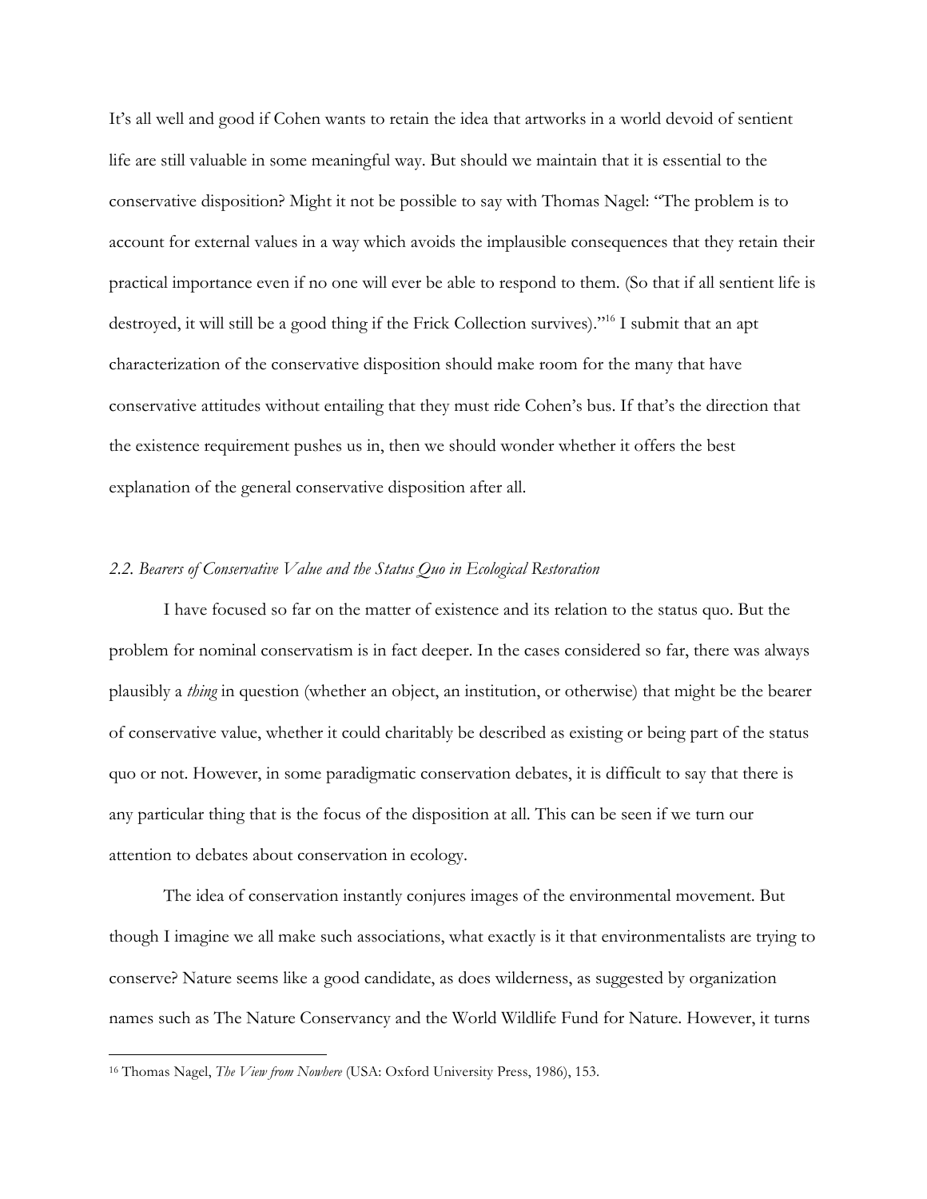It's all well and good if Cohen wants to retain the idea that artworks in a world devoid of sentient life are still valuable in some meaningful way. But should we maintain that it is essential to the conservative disposition? Might it not be possible to say with Thomas Nagel: "The problem is to account for external values in a way which avoids the implausible consequences that they retain their practical importance even if no one will ever be able to respond to them. (So that if all sentient life is destroyed, it will still be a good thing if the Frick Collection survives)."[16] I submit that an apt characterization of the conservative disposition should make room for the many that have conservative attitudes without entailing that they must ride Cohen's bus. If that's the direction that the existence requirement pushes us in, then we should wonder whether it offers the best explanation of the general conservative disposition after all.

### *2.2. Bearers of Conservative Value and the Status Quo in Ecological Restoration*

I have focused so far on the matter of existence and its relation to the status quo. But the problem for nominal conservatism is in fact deeper. In the cases considered so far, there was always plausibly a *thing* in question (whether an object, an institution, or otherwise) that might be the bearer of conservative value, whether it could charitably be described as existing or being part of the status quo or not. However, in some paradigmatic conservation debates, it is difficult to say that there is any particular thing that is the focus of the disposition at all. This can be seen if we turn our attention to debates about conservation in ecology.

The idea of conservation instantly conjures images of the environmental movement. But though I imagine we all make such associations, what exactly is it that environmentalists are trying to conserve? Nature seems like a good candidate, as does wilderness, as suggested by organization names such as The Nature Conservancy and the World Wildlife Fund for Nature. However, it turns

---

[16] Thomas Nagel, *The View from Nowhere* (USA: Oxford University Press, 1986), 153.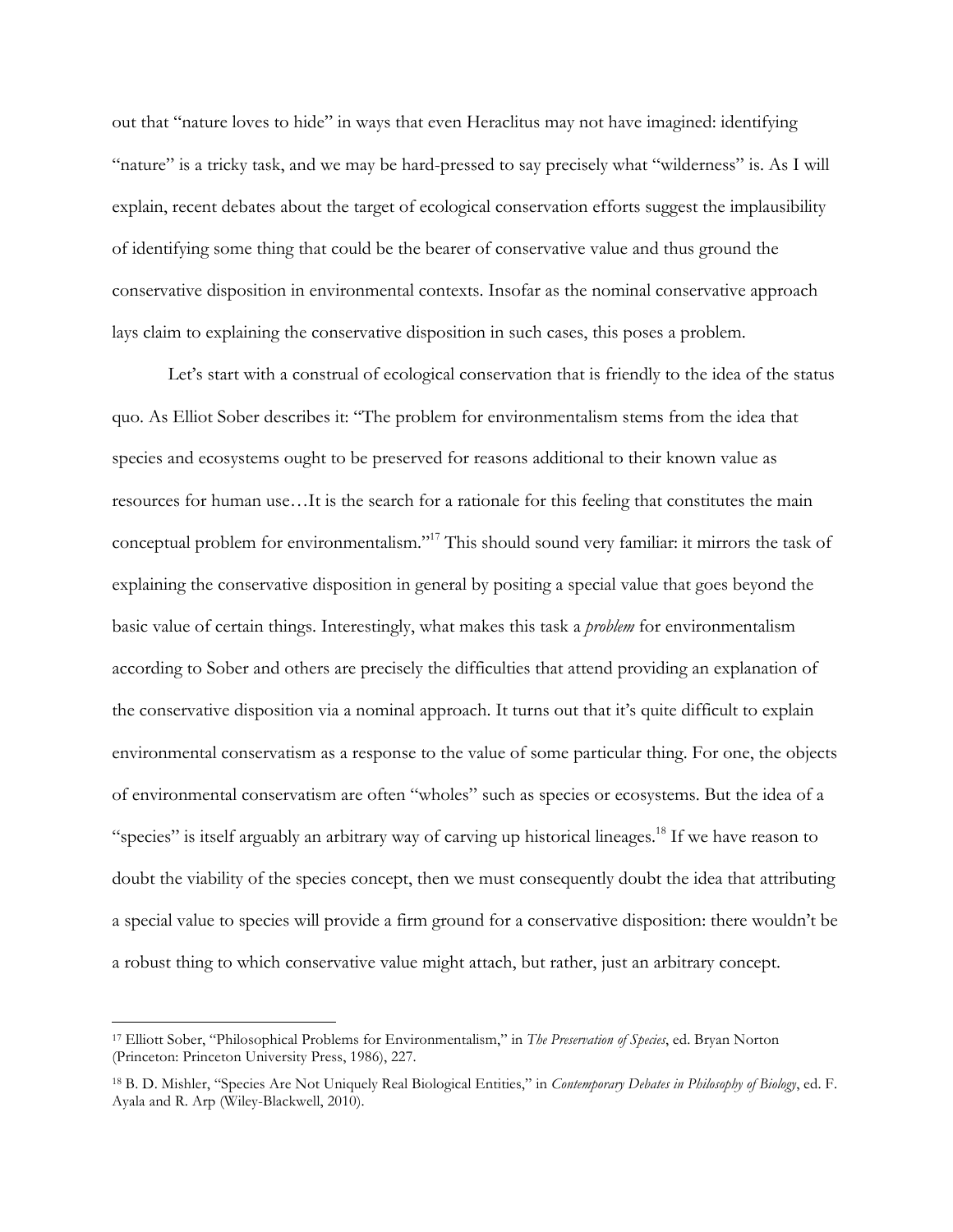out that "nature loves to hide" in ways that even Heraclitus may not have imagined: identifying "nature" is a tricky task, and we may be hard-pressed to say precisely what "wilderness" is. As I will explain, recent debates about the target of ecological conservation efforts suggest the implausibility of identifying some thing that could be the bearer of conservative value and thus ground the conservative disposition in environmental contexts. Insofar as the nominal conservative approach lays claim to explaining the conservative disposition in such cases, this poses a problem.

Let's start with a construal of ecological conservation that is friendly to the idea of the status quo. As Elliot Sober describes it: "The problem for environmentalism stems from the idea that species and ecosystems ought to be preserved for reasons additional to their known value as resources for human use…It is the search for a rationale for this feeling that constitutes the main conceptual problem for environmentalism."[17] This should sound very familiar: it mirrors the task of explaining the conservative disposition in general by positing a special value that goes beyond the basic value of certain things. Interestingly, what makes this task a *problem* for environmentalism according to Sober and others are precisely the difficulties that attend providing an explanation of the conservative disposition via a nominal approach. It turns out that it's quite difficult to explain environmental conservatism as a response to the value of some particular thing. For one, the objects of environmental conservatism are often "wholes" such as species or ecosystems. But the idea of a "species" is itself arguably an arbitrary way of carving up historical lineages.[18] If we have reason to doubt the viability of the species concept, then we must consequently doubt the idea that attributing a special value to species will provide a firm ground for a conservative disposition: there wouldn't be a robust thing to which conservative value might attach, but rather, just an arbitrary concept.

---

[17] Elliott Sober, "Philosophical Problems for Environmentalism," in *The Preservation of Species*, ed. Bryan Norton (Princeton: Princeton University Press, 1986), 227.

[18] B. D. Mishler, "Species Are Not Uniquely Real Biological Entities," in *Contemporary Debates in Philosophy of Biology*, ed. F. Ayala and R. Arp (Wiley-Blackwell, 2010).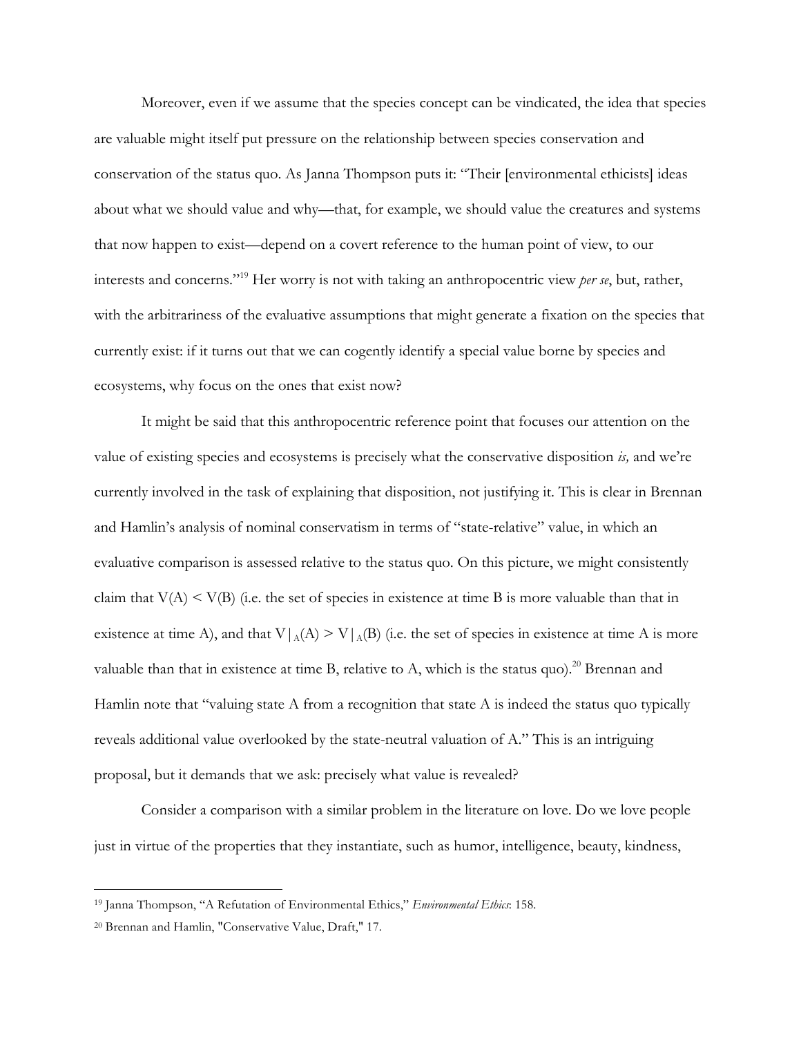Moreover, even if we assume that the species concept can be vindicated, the idea that species are valuable might itself put pressure on the relationship between species conservation and conservation of the status quo. As Janna Thompson puts it: "Their [environmental ethicists] ideas about what we should value and why—that, for example, we should value the creatures and systems that now happen to exist—depend on a covert reference to the human point of view, to our interests and concerns."[19] Her worry is not with taking an anthropocentric view *per se*, but, rather, with the arbitrariness of the evaluative assumptions that might generate a fixation on the species that currently exist: if it turns out that we can cogently identify a special value borne by species and ecosystems, why focus on the ones that exist now?

It might be said that this anthropocentric reference point that focuses our attention on the value of existing species and ecosystems is precisely what the conservative disposition *is,* and we're currently involved in the task of explaining that disposition, not justifying it. This is clear in Brennan and Hamlin's analysis of nominal conservatism in terms of "state-relative" value, in which an evaluative comparison is assessed relative to the status quo. On this picture, we might consistently claim that $V(A) < V(B)$ (i.e. the set of species in existence at time B is more valuable than that in existence at time A), and that $V|_A(A) > V|_A(B)$ (i.e. the set of species in existence at time A is more valuable than that in existence at time B, relative to A, which is the status quo).[20] Brennan and Hamlin note that "valuing state A from a recognition that state A is indeed the status quo typically reveals additional value overlooked by the state-neutral valuation of A." This is an intriguing proposal, but it demands that we ask: precisely what value is revealed?

Consider a comparison with a similar problem in the literature on love. Do we love people just in virtue of the properties that they instantiate, such as humor, intelligence, beauty, kindness,

---

[19] Janna Thompson, "A Refutation of Environmental Ethics," *Environmental Ethics*: 158.

[20] Brennan and Hamlin, "Conservative Value, Draft," 17.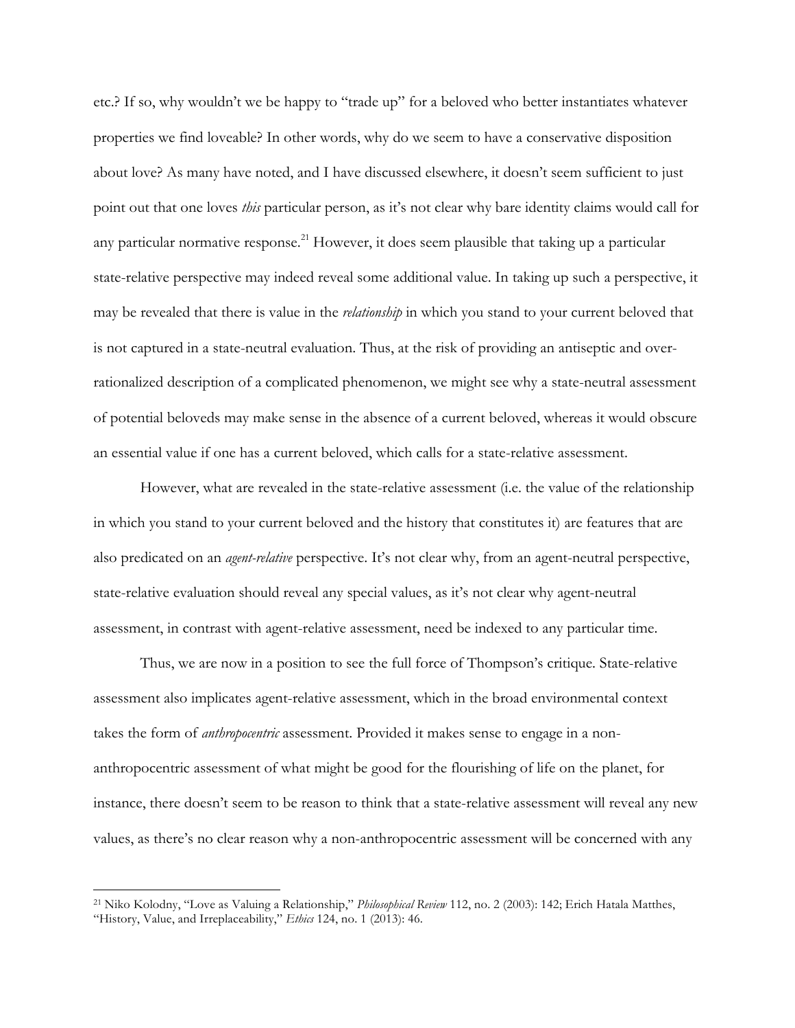etc.? If so, why wouldn't we be happy to "trade up" for a beloved who better instantiates whatever properties we find loveable? In other words, why do we seem to have a conservative disposition about love? As many have noted, and I have discussed elsewhere, it doesn't seem sufficient to just point out that one loves *this* particular person, as it's not clear why bare identity claims would call for any particular normative response.[21] However, it does seem plausible that taking up a particular state-relative perspective may indeed reveal some additional value. In taking up such a perspective, it may be revealed that there is value in the *relationship* in which you stand to your current beloved that is not captured in a state-neutral evaluation. Thus, at the risk of providing an antiseptic and over-rationalized description of a complicated phenomenon, we might see why a state-neutral assessment of potential beloveds may make sense in the absence of a current beloved, whereas it would obscure an essential value if one has a current beloved, which calls for a state-relative assessment.

However, what are revealed in the state-relative assessment (i.e. the value of the relationship in which you stand to your current beloved and the history that constitutes it) are features that are also predicated on an *agent-relative* perspective. It's not clear why, from an agent-neutral perspective, state-relative evaluation should reveal any special values, as it's not clear why agent-neutral assessment, in contrast with agent-relative assessment, need be indexed to any particular time.

Thus, we are now in a position to see the full force of Thompson's critique. State-relative assessment also implicates agent-relative assessment, which in the broad environmental context takes the form of *anthropocentric* assessment. Provided it makes sense to engage in a non-anthropocentric assessment of what might be good for the flourishing of life on the planet, for instance, there doesn't seem to be reason to think that a state-relative assessment will reveal any new values, as there's no clear reason why a non-anthropocentric assessment will be concerned with any

[21] Niko Kolodny, "Love as Valuing a Relationship," *Philosophical Review* 112, no. 2 (2003): 142; Erich Hatala Matthes, "History, Value, and Irreplaceability," *Ethics* 124, no. 1 (2013): 46.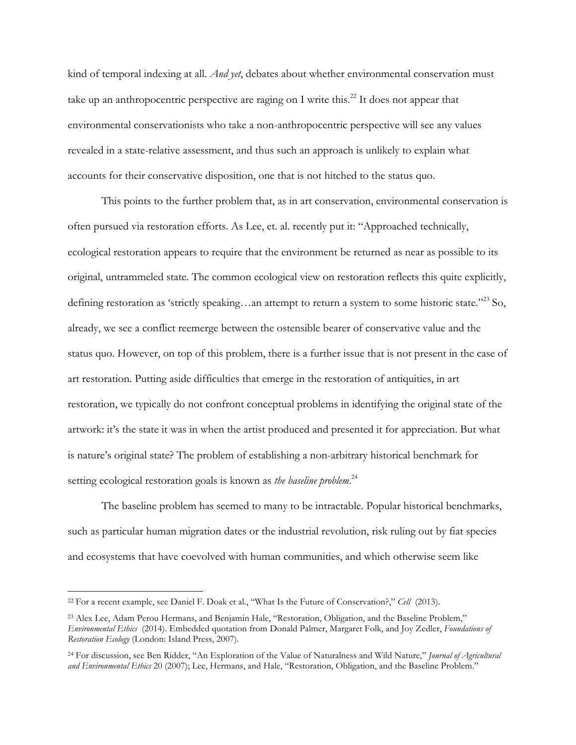kind of temporal indexing at all. *And yet*, debates about whether environmental conservation must take up an anthropocentric perspective are raging on I write this.[22] It does not appear that environmental conservationists who take a non-anthropocentric perspective will see any values revealed in a state-relative assessment, and thus such an approach is unlikely to explain what accounts for their conservative disposition, one that is not hitched to the status quo.

This points to the further problem that, as in art conservation, environmental conservation is often pursued via restoration efforts. As Lee, et. al. recently put it: "Approached technically, ecological restoration appears to require that the environment be returned as near as possible to its original, untrammeled state. The common ecological view on restoration reflects this quite explicitly, defining restoration as 'strictly speaking…an attempt to return a system to some historic state.'"[23] So, already, we see a conflict reemerge between the ostensible bearer of conservative value and the status quo. However, on top of this problem, there is a further issue that is not present in the case of art restoration. Putting aside difficulties that emerge in the restoration of antiquities, in art restoration, we typically do not confront conceptual problems in identifying the original state of the artwork: it's the state it was in when the artist produced and presented it for appreciation. But what is nature's original state? The problem of establishing a non-arbitrary historical benchmark for setting ecological restoration goals is known as *the baseline problem*.[24]

The baseline problem has seemed to many to be intractable. Popular historical benchmarks, such as particular human migration dates or the industrial revolution, risk ruling out by fiat species and ecosystems that have coevolved with human communities, and which otherwise seem like

---

[22] For a recent example, see Daniel F. Doak et al., "What Is the Future of Conservation?," *Cell* (2013).

[23] Alex Lee, Adam Perou Hermans, and Benjamin Hale, "Restoration, Obligation, and the Baseline Problem," *Environmental Ethics* (2014). Embedded quotation from Donald Palmer, Margaret Folk, and Joy Zedler, *Foundations of Restoration Ecology* (London: Island Press, 2007).

[24] For discussion, see Ben Ridder, "An Exploration of the Value of Naturalness and Wild Nature," *Journal of Agricultural and Environmental Ethics* 20 (2007); Lee, Hermans, and Hale, "Restoration, Obligation, and the Baseline Problem."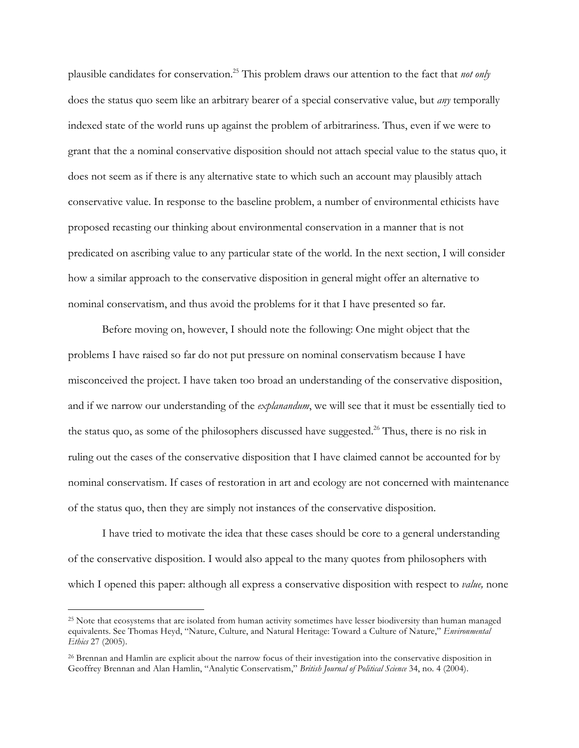plausible candidates for conservation.[25] This problem draws our attention to the fact that *not only* does the status quo seem like an arbitrary bearer of a special conservative value, but *any* temporally indexed state of the world runs up against the problem of arbitrariness. Thus, even if we were to grant that the a nominal conservative disposition should not attach special value to the status quo, it does not seem as if there is any alternative state to which such an account may plausibly attach conservative value. In response to the baseline problem, a number of environmental ethicists have proposed recasting our thinking about environmental conservation in a manner that is not predicated on ascribing value to any particular state of the world. In the next section, I will consider how a similar approach to the conservative disposition in general might offer an alternative to nominal conservatism, and thus avoid the problems for it that I have presented so far.

Before moving on, however, I should note the following: One might object that the problems I have raised so far do not put pressure on nominal conservatism because I have misconceived the project. I have taken too broad an understanding of the conservative disposition, and if we narrow our understanding of the *explanandum*, we will see that it must be essentially tied to the status quo, as some of the philosophers discussed have suggested.[26] Thus, there is no risk in ruling out the cases of the conservative disposition that I have claimed cannot be accounted for by nominal conservatism. If cases of restoration in art and ecology are not concerned with maintenance of the status quo, then they are simply not instances of the conservative disposition.

I have tried to motivate the idea that these cases should be core to a general understanding of the conservative disposition. I would also appeal to the many quotes from philosophers with which I opened this paper: although all express a conservative disposition with respect to *value,* none

---

[25] Note that ecosystems that are isolated from human activity sometimes have lesser biodiversity than human managed equivalents. See Thomas Heyd, "Nature, Culture, and Natural Heritage: Toward a Culture of Nature," *Environmental Ethics* 27 (2005).

[26] Brennan and Hamlin are explicit about the narrow focus of their investigation into the conservative disposition in Geoffrey Brennan and Alan Hamlin, "Analytic Conservatism," *British Journal of Political Science* 34, no. 4 (2004).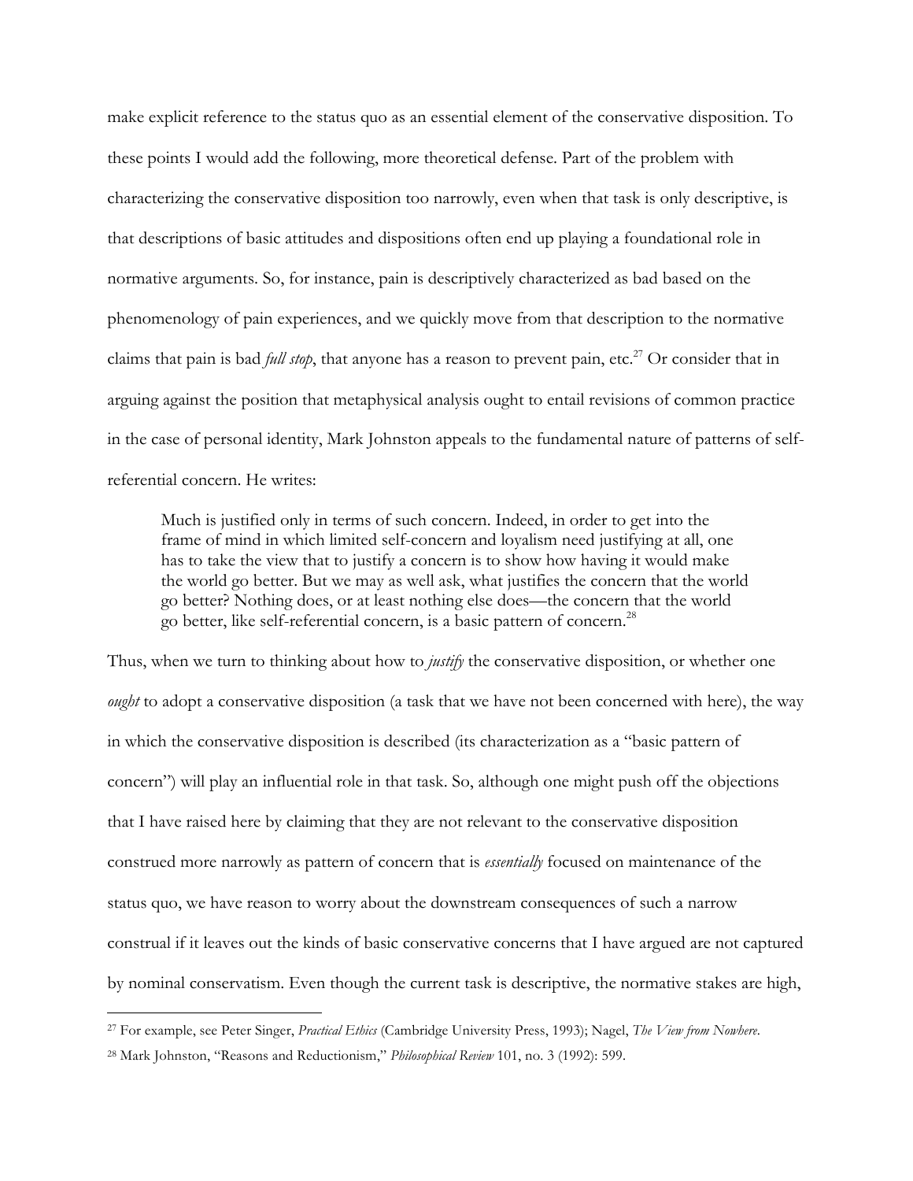make explicit reference to the status quo as an essential element of the conservative disposition. To these points I would add the following, more theoretical defense. Part of the problem with characterizing the conservative disposition too narrowly, even when that task is only descriptive, is that descriptions of basic attitudes and dispositions often end up playing a foundational role in normative arguments. So, for instance, pain is descriptively characterized as bad based on the phenomenology of pain experiences, and we quickly move from that description to the normative claims that pain is bad *full stop*, that anyone has a reason to prevent pain, etc.[27] Or consider that in arguing against the position that metaphysical analysis ought to entail revisions of common practice in the case of personal identity, Mark Johnston appeals to the fundamental nature of patterns of self-referential concern. He writes:

> Much is justified only in terms of such concern. Indeed, in order to get into the frame of mind in which limited self-concern and loyalism need justifying at all, one has to take the view that to justify a concern is to show how having it would make the world go better. But we may as well ask, what justifies the concern that the world go better? Nothing does, or at least nothing else does—the concern that the world go better, like self-referential concern, is a basic pattern of concern.[28]

Thus, when we turn to thinking about how to *justify* the conservative disposition, or whether one *ought* to adopt a conservative disposition (a task that we have not been concerned with here), the way in which the conservative disposition is described (its characterization as a "basic pattern of concern") will play an influential role in that task. So, although one might push off the objections that I have raised here by claiming that they are not relevant to the conservative disposition construed more narrowly as pattern of concern that is *essentially* focused on maintenance of the status quo, we have reason to worry about the downstream consequences of such a narrow construal if it leaves out the kinds of basic conservative concerns that I have argued are not captured by nominal conservatism. Even though the current task is descriptive, the normative stakes are high,

---

[27] For example, see Peter Singer, *Practical Ethics* (Cambridge University Press, 1993); Nagel, *The View from Nowhere*.

[28] Mark Johnston, "Reasons and Reductionism," *Philosophical Review* 101, no. 3 (1992): 599.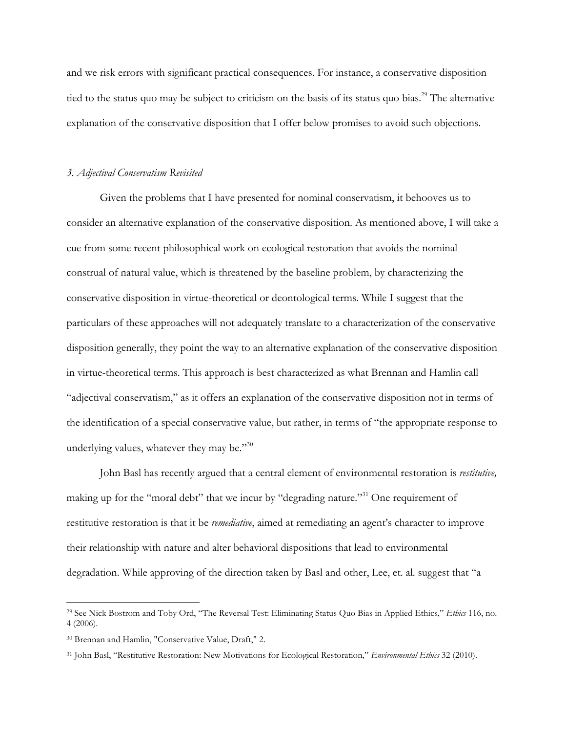and we risk errors with significant practical consequences. For instance, a conservative disposition tied to the status quo may be subject to criticism on the basis of its status quo bias.[29] The alternative explanation of the conservative disposition that I offer below promises to avoid such objections.

### *3. Adjectival Conservatism Revisited*

Given the problems that I have presented for nominal conservatism, it behooves us to consider an alternative explanation of the conservative disposition. As mentioned above, I will take a cue from some recent philosophical work on ecological restoration that avoids the nominal construal of natural value, which is threatened by the baseline problem, by characterizing the conservative disposition in virtue-theoretical or deontological terms. While I suggest that the particulars of these approaches will not adequately translate to a characterization of the conservative disposition generally, they point the way to an alternative explanation of the conservative disposition in virtue-theoretical terms. This approach is best characterized as what Brennan and Hamlin call "adjectival conservatism," as it offers an explanation of the conservative disposition not in terms of the identification of a special conservative value, but rather, in terms of "the appropriate response to underlying values, whatever they may be."[30]

John Basl has recently argued that a central element of environmental restoration is *restitutive,* making up for the "moral debt" that we incur by "degrading nature."[31] One requirement of restitutive restoration is that it be *remediative*, aimed at remediating an agent's character to improve their relationship with nature and alter behavioral dispositions that lead to environmental degradation. While approving of the direction taken by Basl and other, Lee, et. al. suggest that "a

---

[29] See Nick Bostrom and Toby Ord, "The Reversal Test: Eliminating Status Quo Bias in Applied Ethics," *Ethics* 116, no. 4 (2006).

[30] Brennan and Hamlin, "Conservative Value, Draft," 2.

[31] John Basl, "Restitutive Restoration: New Motivations for Ecological Restoration," *Environmental Ethics* 32 (2010).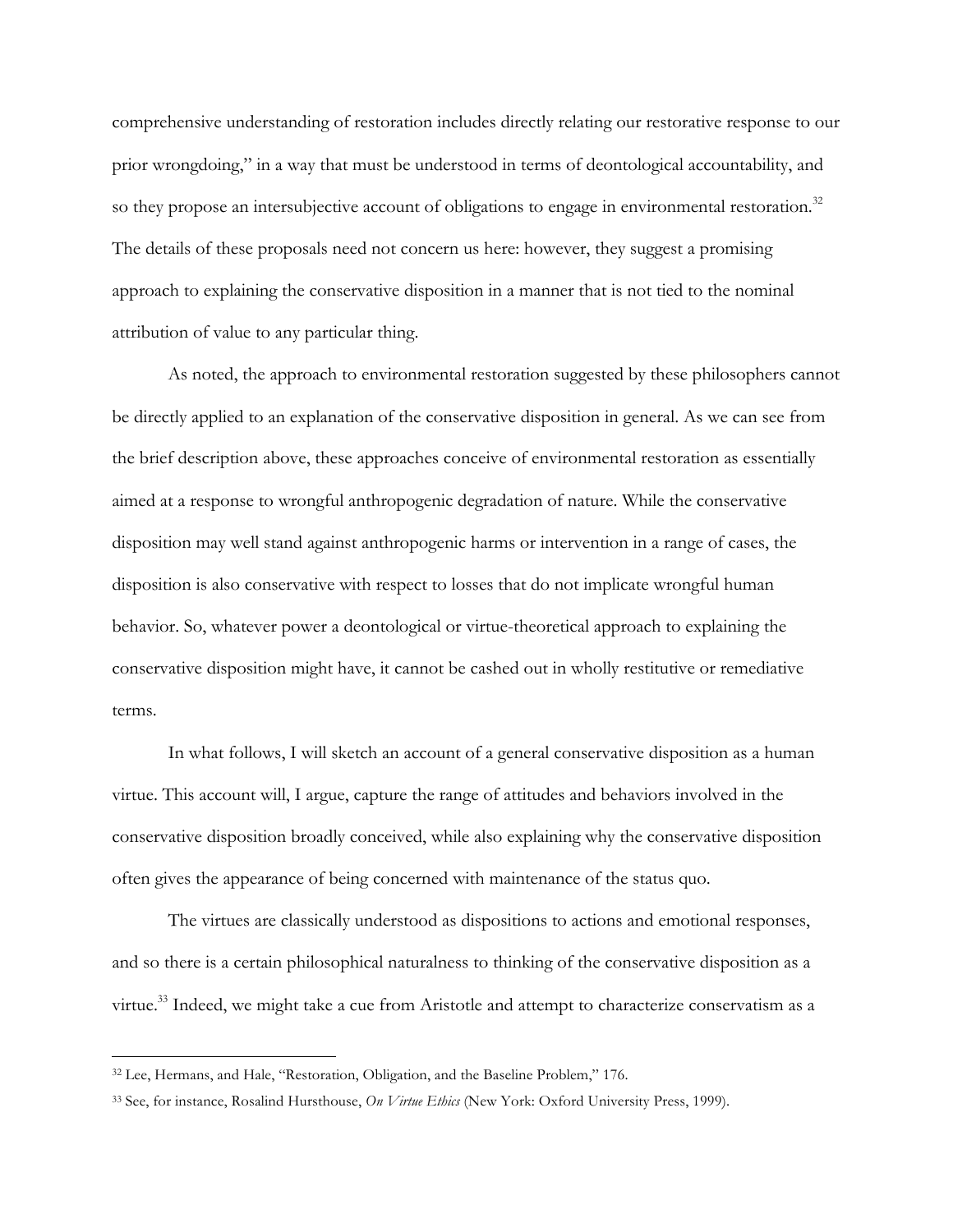comprehensive understanding of restoration includes directly relating our restorative response to our prior wrongdoing," in a way that must be understood in terms of deontological accountability, and so they propose an intersubjective account of obligations to engage in environmental restoration.[32] The details of these proposals need not concern us here: however, they suggest a promising approach to explaining the conservative disposition in a manner that is not tied to the nominal attribution of value to any particular thing.

As noted, the approach to environmental restoration suggested by these philosophers cannot be directly applied to an explanation of the conservative disposition in general. As we can see from the brief description above, these approaches conceive of environmental restoration as essentially aimed at a response to wrongful anthropogenic degradation of nature. While the conservative disposition may well stand against anthropogenic harms or intervention in a range of cases, the disposition is also conservative with respect to losses that do not implicate wrongful human behavior. So, whatever power a deontological or virtue-theoretical approach to explaining the conservative disposition might have, it cannot be cashed out in wholly restitutive or remediative terms.

In what follows, I will sketch an account of a general conservative disposition as a human virtue. This account will, I argue, capture the range of attitudes and behaviors involved in the conservative disposition broadly conceived, while also explaining why the conservative disposition often gives the appearance of being concerned with maintenance of the status quo.

The virtues are classically understood as dispositions to actions and emotional responses, and so there is a certain philosophical naturalness to thinking of the conservative disposition as a virtue.[33] Indeed, we might take a cue from Aristotle and attempt to characterize conservatism as a

---

[32] Lee, Hermans, and Hale, "Restoration, Obligation, and the Baseline Problem," 176.

[33] See, for instance, Rosalind Hursthouse, *On Virtue Ethics* (New York: Oxford University Press, 1999).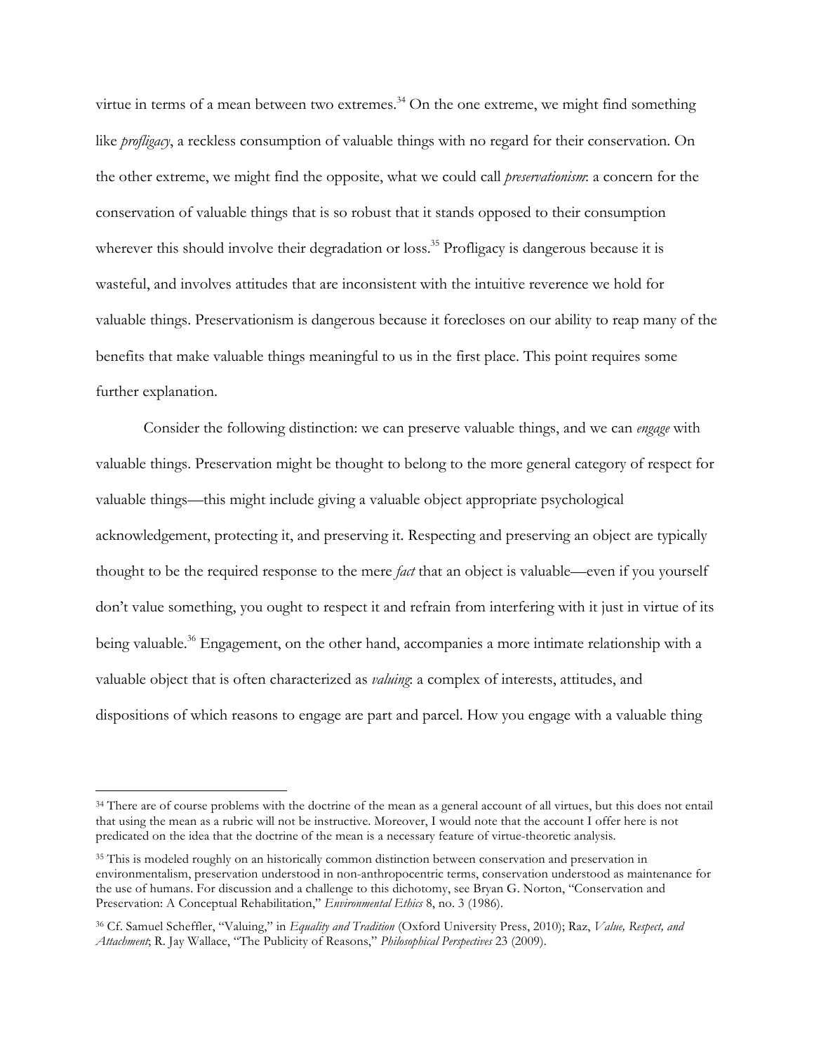virtue in terms of a mean between two extremes.[34] On the one extreme, we might find something like *profligacy*, a reckless consumption of valuable things with no regard for their conservation. On the other extreme, we might find the opposite, what we could call *preservationism*: a concern for the conservation of valuable things that is so robust that it stands opposed to their consumption wherever this should involve their degradation or loss.[35] Profligacy is dangerous because it is wasteful, and involves attitudes that are inconsistent with the intuitive reverence we hold for valuable things. Preservationism is dangerous because it forecloses on our ability to reap many of the benefits that make valuable things meaningful to us in the first place. This point requires some further explanation.

Consider the following distinction: we can preserve valuable things, and we can *engage* with valuable things. Preservation might be thought to belong to the more general category of respect for valuable things—this might include giving a valuable object appropriate psychological acknowledgement, protecting it, and preserving it. Respecting and preserving an object are typically thought to be the required response to the mere *fact* that an object is valuable—even if you yourself don't value something, you ought to respect it and refrain from interfering with it just in virtue of its being valuable.[36] Engagement, on the other hand, accompanies a more intimate relationship with a valuable object that is often characterized as *valuing*: a complex of interests, attitudes, and dispositions of which reasons to engage are part and parcel. How you engage with a valuable thing

---

[34] There are of course problems with the doctrine of the mean as a general account of all virtues, but this does not entail that using the mean as a rubric will not be instructive. Moreover, I would note that the account I offer here is not predicated on the idea that the doctrine of the mean is a necessary feature of virtue-theoretic analysis.

[35] This is modeled roughly on an historically common distinction between conservation and preservation in environmentalism, preservation understood in non-anthropocentric terms, conservation understood as maintenance for the use of humans. For discussion and a challenge to this dichotomy, see Bryan G. Norton, "Conservation and Preservation: A Conceptual Rehabilitation," *Environmental Ethics* 8, no. 3 (1986).

[36] Cf. Samuel Scheffler, "Valuing," in *Equality and Tradition* (Oxford University Press, 2010); Raz, *Value, Respect, and Attachment*; R. Jay Wallace, "The Publicity of Reasons," *Philosophical Perspectives* 23 (2009).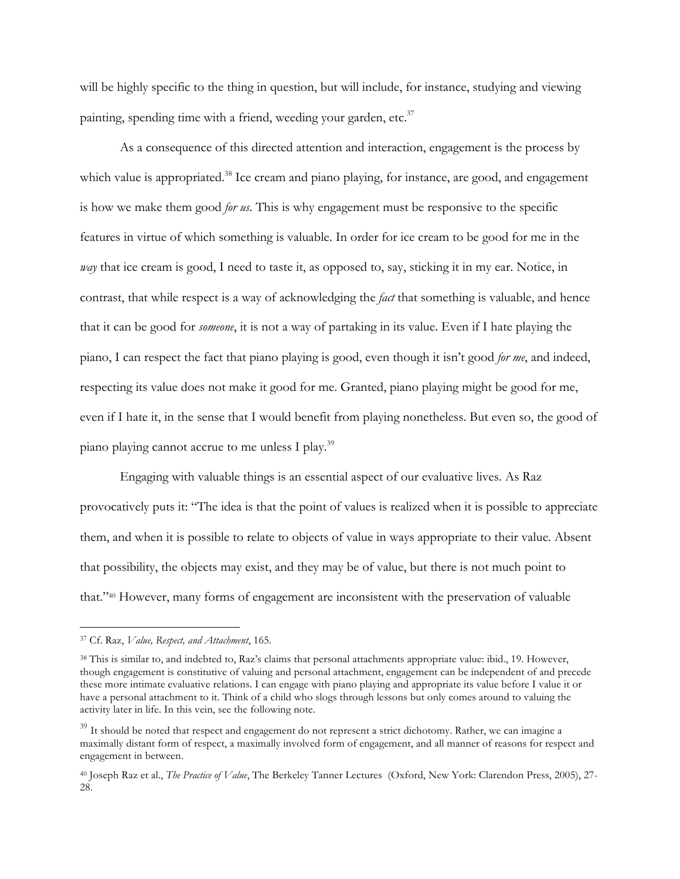will be highly specific to the thing in question, but will include, for instance, studying and viewing painting, spending time with a friend, weeding your garden, etc.[37]

As a consequence of this directed attention and interaction, engagement is the process by which value is appropriated.[38] Ice cream and piano playing, for instance, are good, and engagement is how we make them good *for us*. This is why engagement must be responsive to the specific features in virtue of which something is valuable. In order for ice cream to be good for me in the *way* that ice cream is good, I need to taste it, as opposed to, say, sticking it in my ear. Notice, in contrast, that while respect is a way of acknowledging the *fact* that something is valuable, and hence that it can be good for *someone*, it is not a way of partaking in its value. Even if I hate playing the piano, I can respect the fact that piano playing is good, even though it isn't good *for me*, and indeed, respecting its value does not make it good for me. Granted, piano playing might be good for me, even if I hate it, in the sense that I would benefit from playing nonetheless. But even so, the good of piano playing cannot accrue to me unless I play.[39]

Engaging with valuable things is an essential aspect of our evaluative lives. As Raz provocatively puts it: "The idea is that the point of values is realized when it is possible to appreciate them, and when it is possible to relate to objects of value in ways appropriate to their value. Absent that possibility, the objects may exist, and they may be of value, but there is not much point to that."[40] However, many forms of engagement are inconsistent with the preservation of valuable

---

[37] Cf. Raz, *Value, Respect, and Attachment*, 165.

[38] This is similar to, and indebted to, Raz's claims that personal attachments appropriate value: ibid., 19. However, though engagement is constitutive of valuing and personal attachment, engagement can be independent of and precede these more intimate evaluative relations. I can engage with piano playing and appropriate its value before I value it or have a personal attachment to it. Think of a child who slogs through lessons but only comes around to valuing the activity later in life. In this vein, see the following note.

[39] It should be noted that respect and engagement do not represent a strict dichotomy. Rather, we can imagine a maximally distant form of respect, a maximally involved form of engagement, and all manner of reasons for respect and engagement in between.

[40] Joseph Raz et al., *The Practice of Value*, The Berkeley Tanner Lectures (Oxford, New York: Clarendon Press, 2005), 27-28.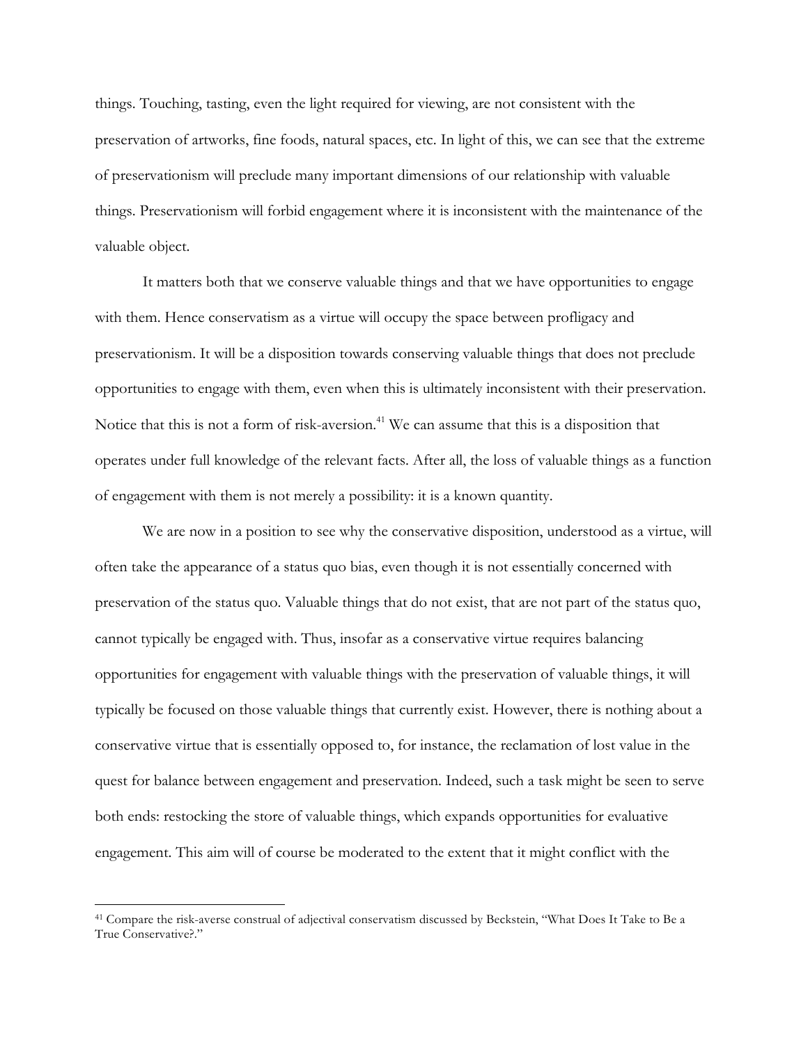things. Touching, tasting, even the light required for viewing, are not consistent with the preservation of artworks, fine foods, natural spaces, etc. In light of this, we can see that the extreme of preservationism will preclude many important dimensions of our relationship with valuable things. Preservationism will forbid engagement where it is inconsistent with the maintenance of the valuable object.

It matters both that we conserve valuable things and that we have opportunities to engage with them. Hence conservatism as a virtue will occupy the space between profligacy and preservationism. It will be a disposition towards conserving valuable things that does not preclude opportunities to engage with them, even when this is ultimately inconsistent with their preservation. Notice that this is not a form of risk-aversion.[41] We can assume that this is a disposition that operates under full knowledge of the relevant facts. After all, the loss of valuable things as a function of engagement with them is not merely a possibility: it is a known quantity.

We are now in a position to see why the conservative disposition, understood as a virtue, will often take the appearance of a status quo bias, even though it is not essentially concerned with preservation of the status quo. Valuable things that do not exist, that are not part of the status quo, cannot typically be engaged with. Thus, insofar as a conservative virtue requires balancing opportunities for engagement with valuable things with the preservation of valuable things, it will typically be focused on those valuable things that currently exist. However, there is nothing about a conservative virtue that is essentially opposed to, for instance, the reclamation of lost value in the quest for balance between engagement and preservation. Indeed, such a task might be seen to serve both ends: restocking the store of valuable things, which expands opportunities for evaluative engagement. This aim will of course be moderated to the extent that it might conflict with the

[41] Compare the risk-averse construal of adjectival conservatism discussed by Beckstein, "What Does It Take to Be a True Conservative?."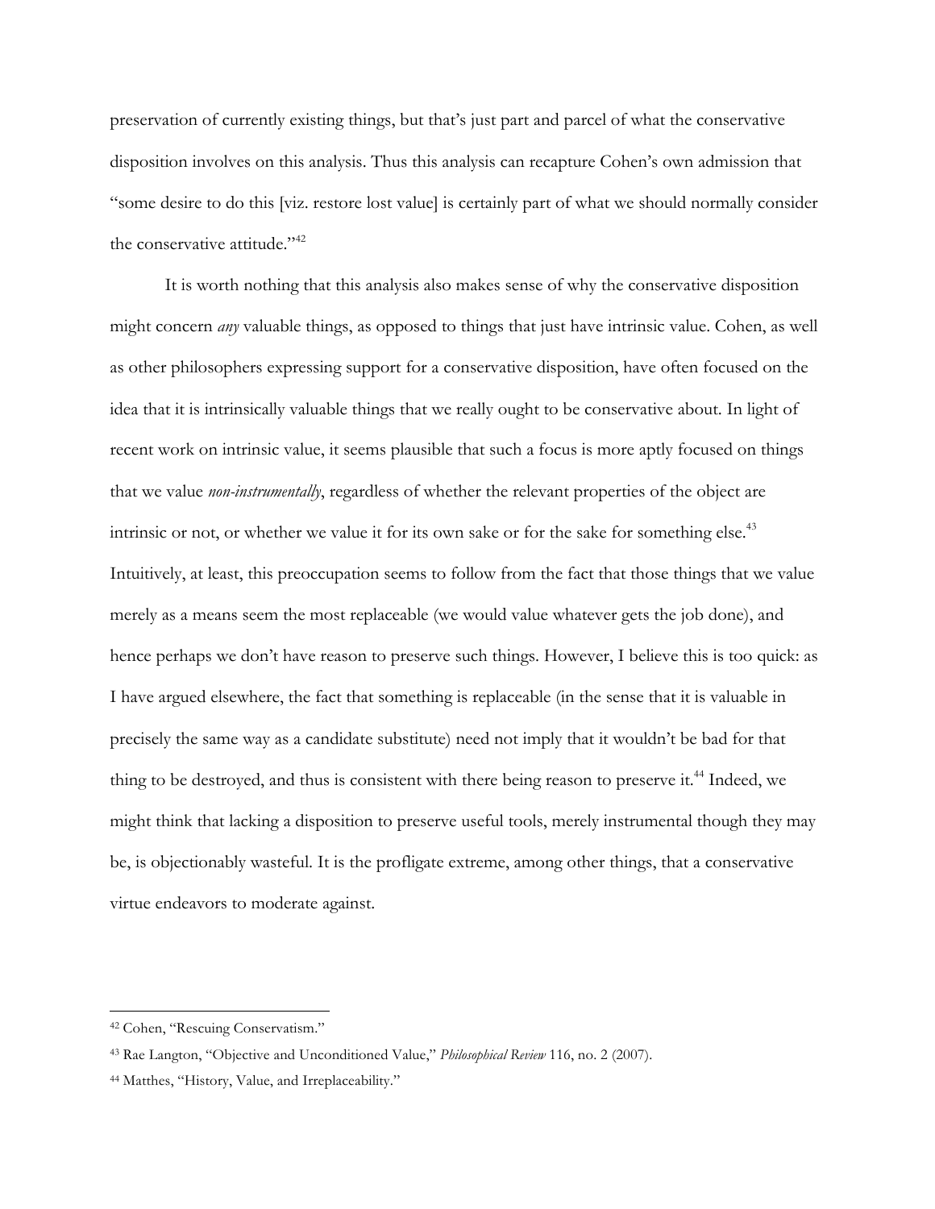preservation of currently existing things, but that's just part and parcel of what the conservative disposition involves on this analysis. Thus this analysis can recapture Cohen's own admission that "some desire to do this [viz. restore lost value] is certainly part of what we should normally consider the conservative attitude."[42]

It is worth nothing that this analysis also makes sense of why the conservative disposition might concern *any* valuable things, as opposed to things that just have intrinsic value. Cohen, as well as other philosophers expressing support for a conservative disposition, have often focused on the idea that it is intrinsically valuable things that we really ought to be conservative about. In light of recent work on intrinsic value, it seems plausible that such a focus is more aptly focused on things that we value *non-instrumentally*, regardless of whether the relevant properties of the object are intrinsic or not, or whether we value it for its own sake or for the sake for something else.[43] Intuitively, at least, this preoccupation seems to follow from the fact that those things that we value merely as a means seem the most replaceable (we would value whatever gets the job done), and hence perhaps we don't have reason to preserve such things. However, I believe this is too quick: as I have argued elsewhere, the fact that something is replaceable (in the sense that it is valuable in precisely the same way as a candidate substitute) need not imply that it wouldn't be bad for that thing to be destroyed, and thus is consistent with there being reason to preserve it.[44] Indeed, we might think that lacking a disposition to preserve useful tools, merely instrumental though they may be, is objectionably wasteful. It is the profligate extreme, among other things, that a conservative virtue endeavors to moderate against.

---

[42] Cohen, "Rescuing Conservatism."

[43] Rae Langton, "Objective and Unconditioned Value," *Philosophical Review* 116, no. 2 (2007).

[44] Matthes, "History, Value, and Irreplaceability."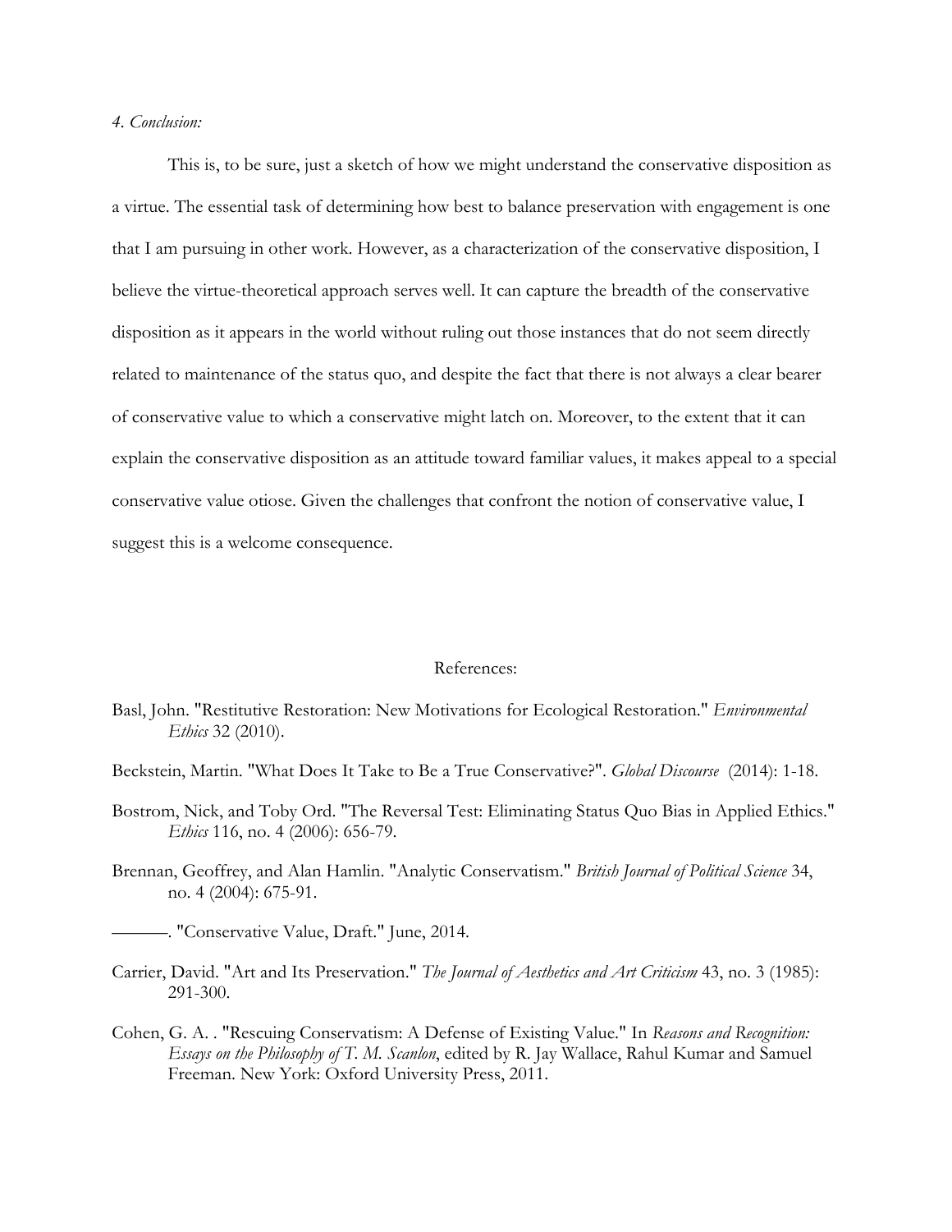*4. Conclusion:*

This is, to be sure, just a sketch of how we might understand the conservative disposition as a virtue. The essential task of determining how best to balance preservation with engagement is one that I am pursuing in other work. However, as a characterization of the conservative disposition, I believe the virtue-theoretical approach serves well. It can capture the breadth of the conservative disposition as it appears in the world without ruling out those instances that do not seem directly related to maintenance of the status quo, and despite the fact that there is not always a clear bearer of conservative value to which a conservative might latch on. Moreover, to the extent that it can explain the conservative disposition as an attitude toward familiar values, it makes appeal to a special conservative value otiose. Given the challenges that confront the notion of conservative value, I suggest this is a welcome consequence.

## References:

Basl, John. "Restitutive Restoration: New Motivations for Ecological Restoration." *Environmental Ethics* 32 (2010).

Beckstein, Martin. "What Does It Take to Be a True Conservative?". *Global Discourse* (2014): 1-18.

Bostrom, Nick, and Toby Ord. "The Reversal Test: Eliminating Status Quo Bias in Applied Ethics." *Ethics* 116, no. 4 (2006): 656-79.

Brennan, Geoffrey, and Alan Hamlin. "Analytic Conservatism." *British Journal of Political Science* 34, no. 4 (2004): 675-91.

———. "Conservative Value, Draft." June, 2014.

Carrier, David. "Art and Its Preservation." *The Journal of Aesthetics and Art Criticism* 43, no. 3 (1985): 291-300.

Cohen, G. A. . "Rescuing Conservatism: A Defense of Existing Value." In *Reasons and Recognition: Essays on the Philosophy of T. M. Scanlon*, edited by R. Jay Wallace, Rahul Kumar and Samuel Freeman. New York: Oxford University Press, 2011.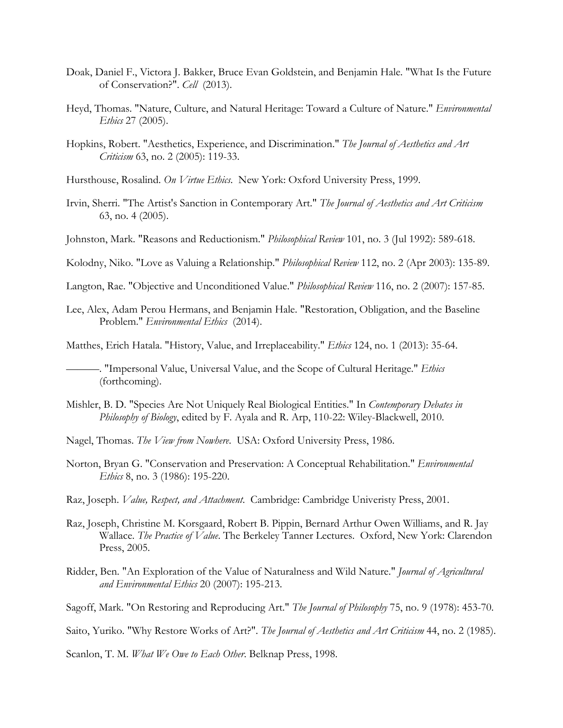Doak, Daniel F., Victora J. Bakker, Bruce Evan Goldstein, and Benjamin Hale. "What Is the Future of Conservation?". *Cell* (2013).

Heyd, Thomas. "Nature, Culture, and Natural Heritage: Toward a Culture of Nature." *Environmental Ethics* 27 (2005).

Hopkins, Robert. "Aesthetics, Experience, and Discrimination." *The Journal of Aesthetics and Art Criticism* 63, no. 2 (2005): 119-33.

Hursthouse, Rosalind. *On Virtue Ethics*. New York: Oxford University Press, 1999.

Irvin, Sherri. "The Artist's Sanction in Contemporary Art." *The Journal of Aesthetics and Art Criticism* 63, no. 4 (2005).

Johnston, Mark. "Reasons and Reductionism." *Philosophical Review* 101, no. 3 (Jul 1992): 589-618.

Kolodny, Niko. "Love as Valuing a Relationship." *Philosophical Review* 112, no. 2 (Apr 2003): 135-89.

Langton, Rae. "Objective and Unconditioned Value." *Philosophical Review* 116, no. 2 (2007): 157-85.

Lee, Alex, Adam Perou Hermans, and Benjamin Hale. "Restoration, Obligation, and the Baseline Problem." *Environmental Ethics* (2014).

Matthes, Erich Hatala. "History, Value, and Irreplaceability." *Ethics* 124, no. 1 (2013): 35-64.

———. "Impersonal Value, Universal Value, and the Scope of Cultural Heritage." *Ethics* (forthcoming).

Mishler, B. D. "Species Are Not Uniquely Real Biological Entities." In *Contemporary Debates in Philosophy of Biology*, edited by F. Ayala and R. Arp, 110-22: Wiley-Blackwell, 2010.

Nagel, Thomas. *The View from Nowhere*. USA: Oxford University Press, 1986.

Norton, Bryan G. "Conservation and Preservation: A Conceptual Rehabilitation." *Environmental Ethics* 8, no. 3 (1986): 195-220.

Raz, Joseph. *Value, Respect, and Attachment*. Cambridge: Cambridge Univeristy Press, 2001.

Raz, Joseph, Christine M. Korsgaard, Robert B. Pippin, Bernard Arthur Owen Williams, and R. Jay Wallace. *The Practice of Value*. The Berkeley Tanner Lectures. Oxford, New York: Clarendon Press, 2005.

Ridder, Ben. "An Exploration of the Value of Naturalness and Wild Nature." *Journal of Agricultural and Environmental Ethics* 20 (2007): 195-213.

Sagoff, Mark. "On Restoring and Reproducing Art." *The Journal of Philosophy* 75, no. 9 (1978): 453-70.

Saito, Yuriko. "Why Restore Works of Art?". *The Journal of Aesthetics and Art Criticism* 44, no. 2 (1985).

Scanlon, T. M. *What We Owe to Each Other*. Belknap Press, 1998.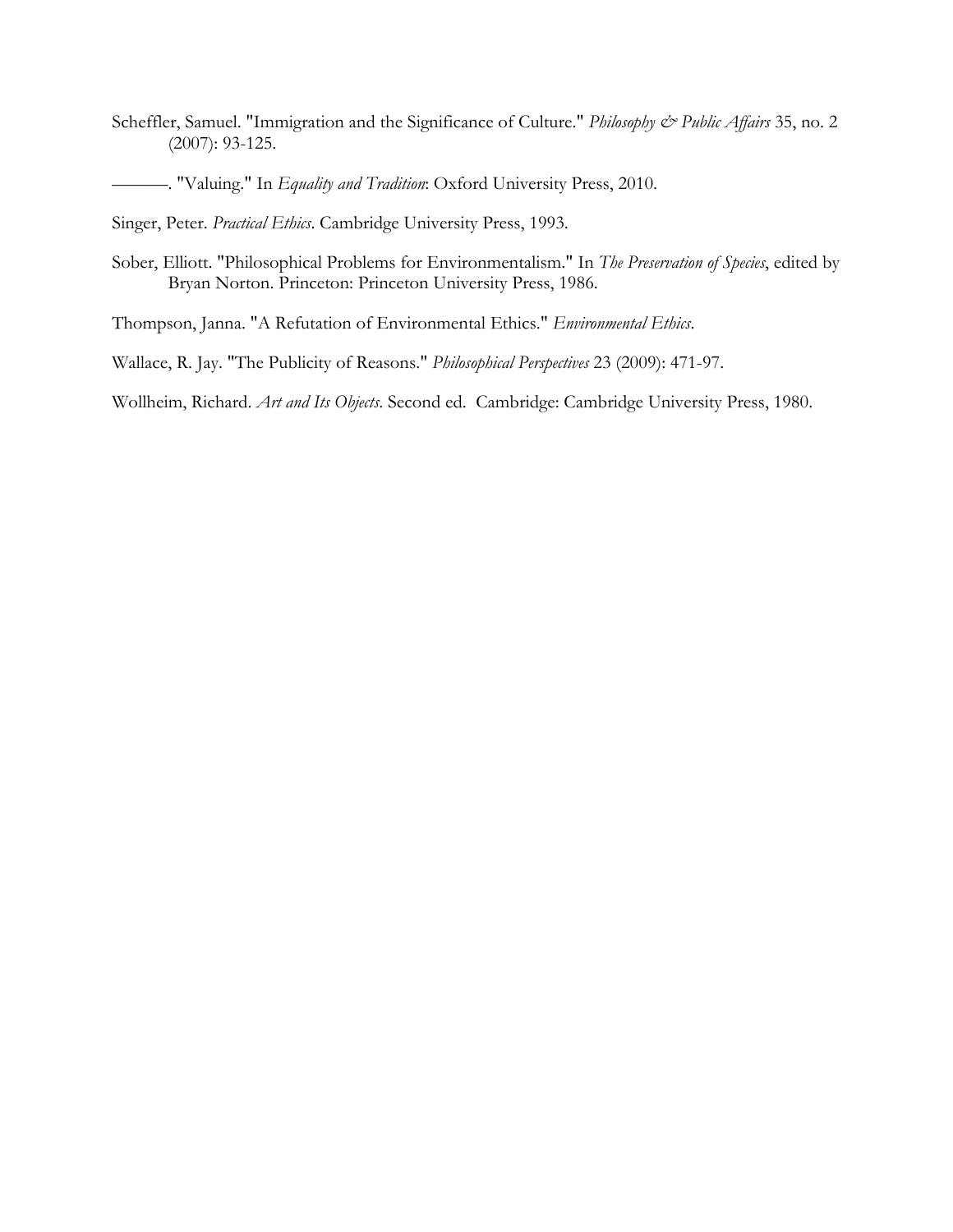Scheffler, Samuel. "Immigration and the Significance of Culture." *Philosophy & Public Affairs* 35, no. 2 (2007): 93-125.

———. "Valuing." In *Equality and Tradition*: Oxford University Press, 2010.

Singer, Peter. *Practical Ethics*. Cambridge University Press, 1993.

Sober, Elliott. "Philosophical Problems for Environmentalism." In *The Preservation of Species*, edited by Bryan Norton. Princeton: Princeton University Press, 1986.

Thompson, Janna. "A Refutation of Environmental Ethics." *Environmental Ethics*.

Wallace, R. Jay. "The Publicity of Reasons." *Philosophical Perspectives* 23 (2009): 471-97.

Wollheim, Richard. *Art and Its Objects*. Second ed. Cambridge: Cambridge University Press, 1980.